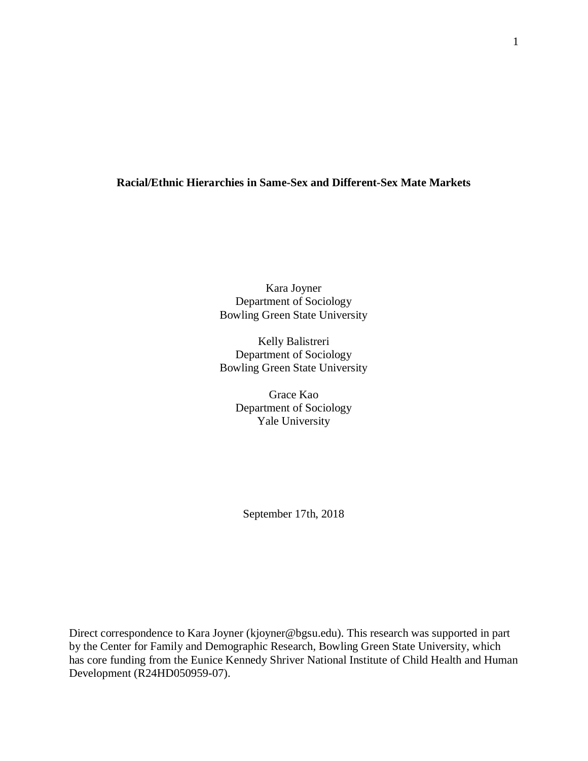# Racial/Ethnic Hierarchies in Same-Sex and Different-Sex Mate Markets

Kara Joyner
Department of Sociology
Bowling Green State University

Kelly Balistreri
Department of Sociology
Bowling Green State University

Grace Kao
Department of Sociology
Yale University

September 17th, 2018

Direct correspondence to Kara Joyner (kjoyner@bgsu.edu). This research was supported in part by the Center for Family and Demographic Research, Bowling Green State University, which has core funding from the Eunice Kennedy Shriver National Institute of Child Health and Human Development (R24HD050959-07).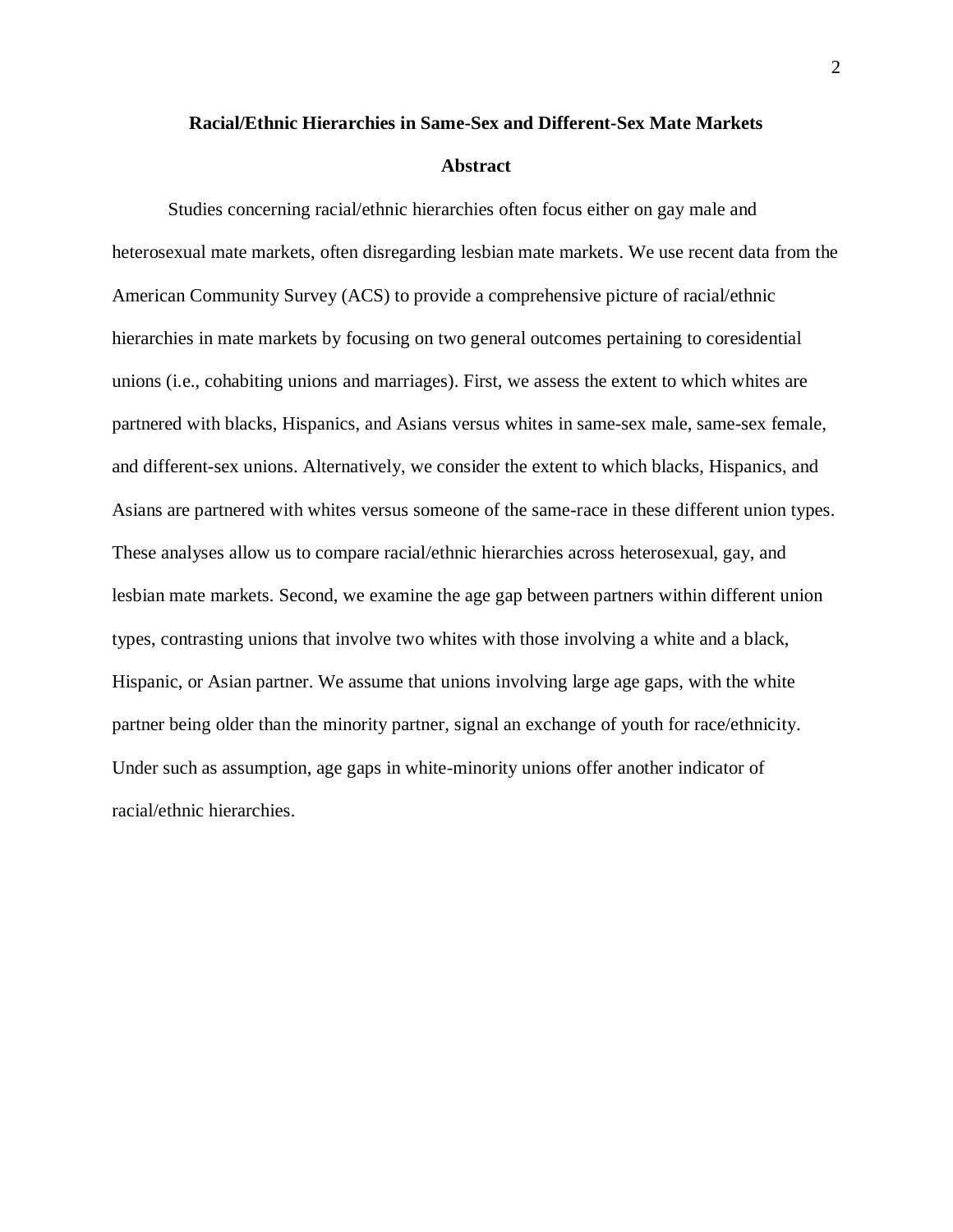**Racial/Ethnic Hierarchies in Same-Sex and Different-Sex Mate Markets**

**Abstract**

Studies concerning racial/ethnic hierarchies often focus either on gay male and heterosexual mate markets, often disregarding lesbian mate markets. We use recent data from the American Community Survey (ACS) to provide a comprehensive picture of racial/ethnic hierarchies in mate markets by focusing on two general outcomes pertaining to coresidential unions (i.e., cohabiting unions and marriages). First, we assess the extent to which whites are partnered with blacks, Hispanics, and Asians versus whites in same-sex male, same-sex female, and different-sex unions. Alternatively, we consider the extent to which blacks, Hispanics, and Asians are partnered with whites versus someone of the same-race in these different union types. These analyses allow us to compare racial/ethnic hierarchies across heterosexual, gay, and lesbian mate markets. Second, we examine the age gap between partners within different union types, contrasting unions that involve two whites with those involving a white and a black, Hispanic, or Asian partner. We assume that unions involving large age gaps, with the white partner being older than the minority partner, signal an exchange of youth for race/ethnicity. Under such as assumption, age gaps in white-minority unions offer another indicator of racial/ethnic hierarchies.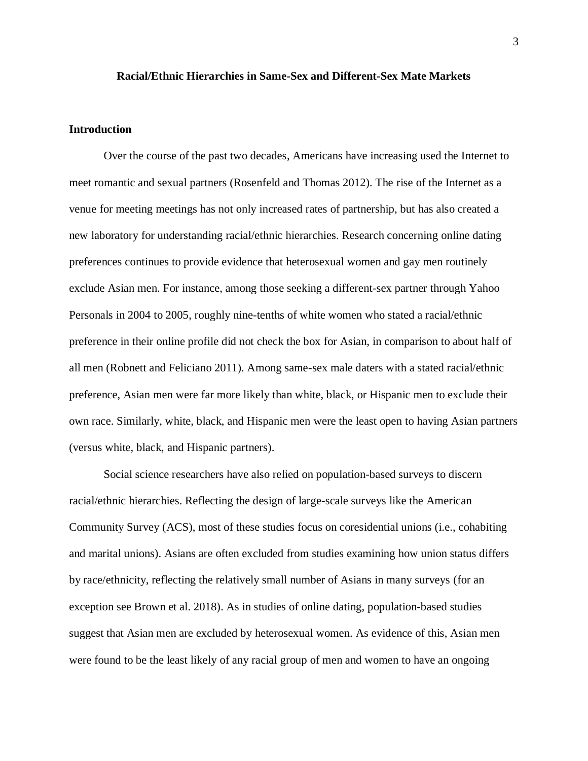# Racial/Ethnic Hierarchies in Same-Sex and Different-Sex Mate Markets

## Introduction

Over the course of the past two decades, Americans have increasing used the Internet to meet romantic and sexual partners (Rosenfeld and Thomas 2012). The rise of the Internet as a venue for meeting meetings has not only increased rates of partnership, but has also created a new laboratory for understanding racial/ethnic hierarchies. Research concerning online dating preferences continues to provide evidence that heterosexual women and gay men routinely exclude Asian men. For instance, among those seeking a different-sex partner through Yahoo Personals in 2004 to 2005, roughly nine-tenths of white women who stated a racial/ethnic preference in their online profile did not check the box for Asian, in comparison to about half of all men (Robnett and Feliciano 2011). Among same-sex male daters with a stated racial/ethnic preference, Asian men were far more likely than white, black, or Hispanic men to exclude their own race. Similarly, white, black, and Hispanic men were the least open to having Asian partners (versus white, black, and Hispanic partners).

Social science researchers have also relied on population-based surveys to discern racial/ethnic hierarchies. Reflecting the design of large-scale surveys like the American Community Survey (ACS), most of these studies focus on coresidential unions (i.e., cohabiting and marital unions). Asians are often excluded from studies examining how union status differs by race/ethnicity, reflecting the relatively small number of Asians in many surveys (for an exception see Brown et al. 2018). As in studies of online dating, population-based studies suggest that Asian men are excluded by heterosexual women. As evidence of this, Asian men were found to be the least likely of any racial group of men and women to have an ongoing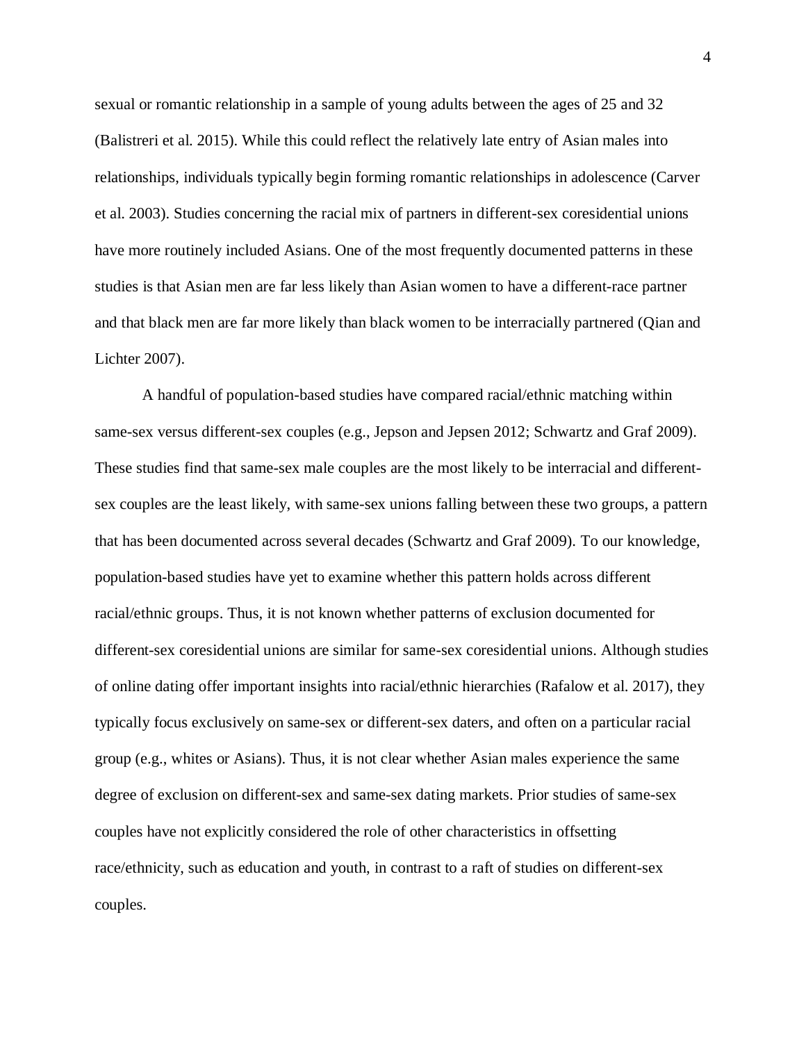sexual or romantic relationship in a sample of young adults between the ages of 25 and 32 (Balistreri et al. 2015). While this could reflect the relatively late entry of Asian males into relationships, individuals typically begin forming romantic relationships in adolescence (Carver et al. 2003). Studies concerning the racial mix of partners in different-sex coresidential unions have more routinely included Asians. One of the most frequently documented patterns in these studies is that Asian men are far less likely than Asian women to have a different-race partner and that black men are far more likely than black women to be interracially partnered (Qian and Lichter 2007).

A handful of population-based studies have compared racial/ethnic matching within same-sex versus different-sex couples (e.g., Jepson and Jepsen 2012; Schwartz and Graf 2009). These studies find that same-sex male couples are the most likely to be interracial and different-sex couples are the least likely, with same-sex unions falling between these two groups, a pattern that has been documented across several decades (Schwartz and Graf 2009). To our knowledge, population-based studies have yet to examine whether this pattern holds across different racial/ethnic groups. Thus, it is not known whether patterns of exclusion documented for different-sex coresidential unions are similar for same-sex coresidential unions. Although studies of online dating offer important insights into racial/ethnic hierarchies (Rafalow et al. 2017), they typically focus exclusively on same-sex or different-sex daters, and often on a particular racial group (e.g., whites or Asians). Thus, it is not clear whether Asian males experience the same degree of exclusion on different-sex and same-sex dating markets. Prior studies of same-sex couples have not explicitly considered the role of other characteristics in offsetting race/ethnicity, such as education and youth, in contrast to a raft of studies on different-sex couples.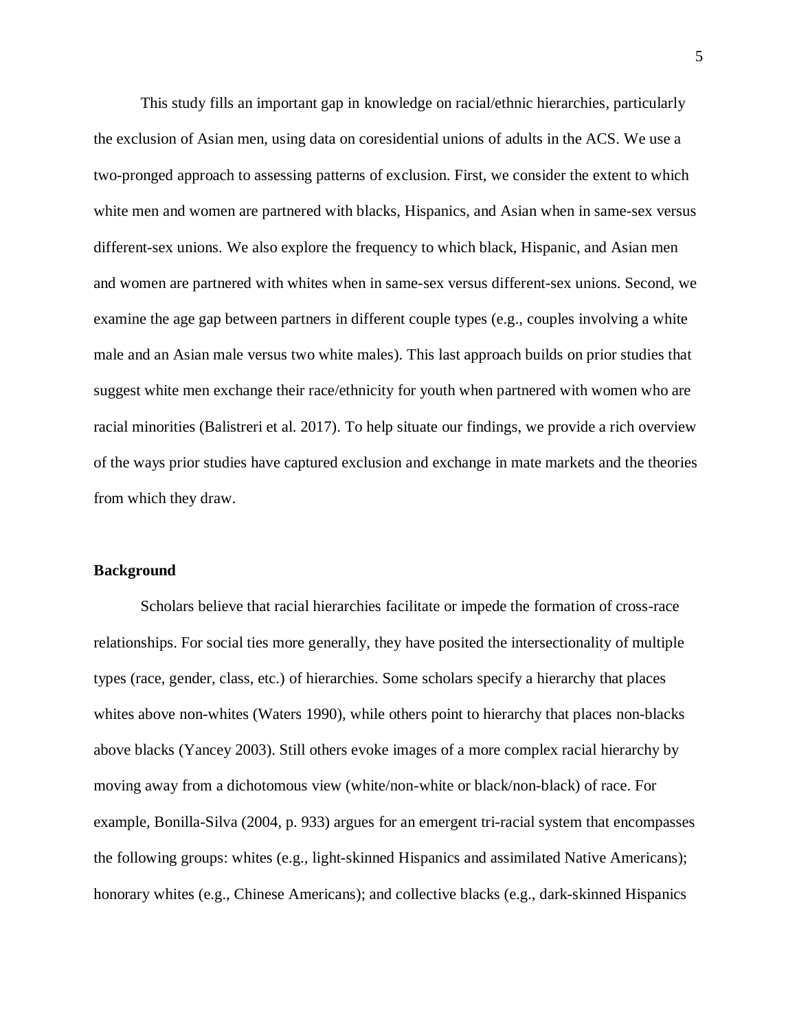This study fills an important gap in knowledge on racial/ethnic hierarchies, particularly the exclusion of Asian men, using data on coresidential unions of adults in the ACS. We use a two-pronged approach to assessing patterns of exclusion. First, we consider the extent to which white men and women are partnered with blacks, Hispanics, and Asian when in same-sex versus different-sex unions. We also explore the frequency to which black, Hispanic, and Asian men and women are partnered with whites when in same-sex versus different-sex unions. Second, we examine the age gap between partners in different couple types (e.g., couples involving a white male and an Asian male versus two white males). This last approach builds on prior studies that suggest white men exchange their race/ethnicity for youth when partnered with women who are racial minorities (Balistreri et al. 2017). To help situate our findings, we provide a rich overview of the ways prior studies have captured exclusion and exchange in mate markets and the theories from which they draw.

## Background

Scholars believe that racial hierarchies facilitate or impede the formation of cross-race relationships. For social ties more generally, they have posited the intersectionality of multiple types (race, gender, class, etc.) of hierarchies. Some scholars specify a hierarchy that places whites above non-whites (Waters 1990), while others point to hierarchy that places non-blacks above blacks (Yancey 2003). Still others evoke images of a more complex racial hierarchy by moving away from a dichotomous view (white/non-white or black/non-black) of race. For example, Bonilla-Silva (2004, p. 933) argues for an emergent tri-racial system that encompasses the following groups: whites (e.g., light-skinned Hispanics and assimilated Native Americans); honorary whites (e.g., Chinese Americans); and collective blacks (e.g., dark-skinned Hispanics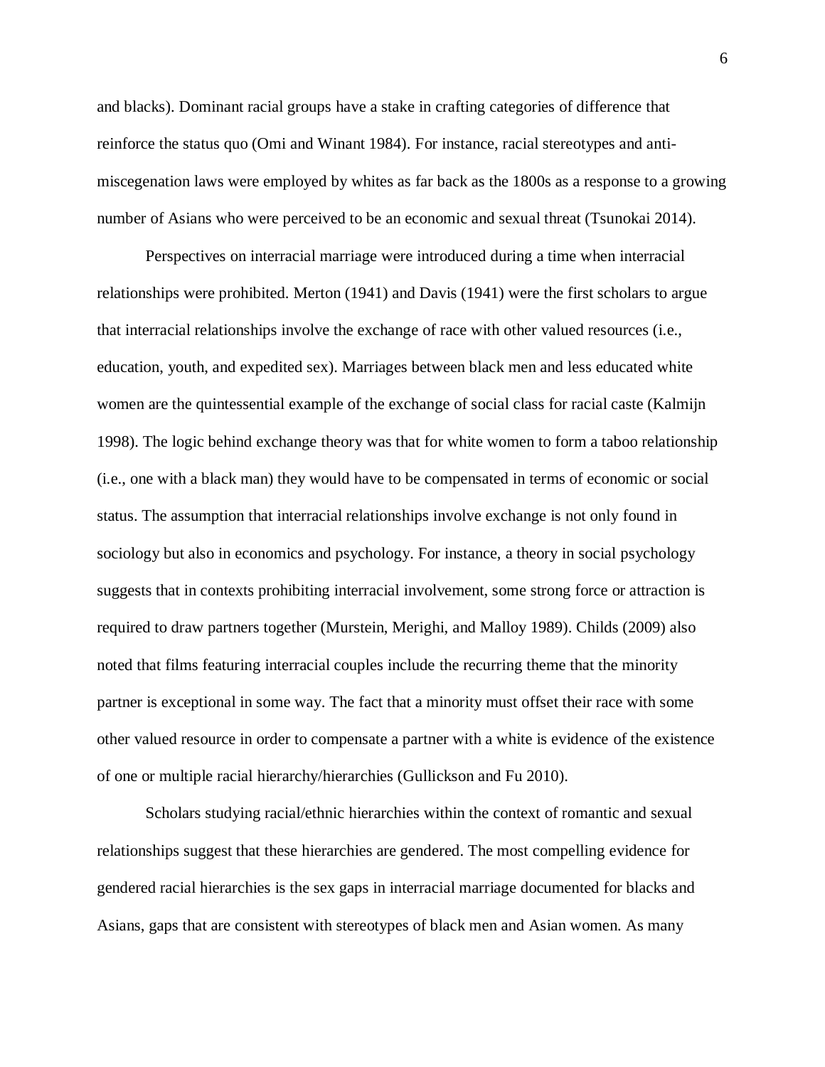and blacks). Dominant racial groups have a stake in crafting categories of difference that reinforce the status quo (Omi and Winant 1984). For instance, racial stereotypes and anti-miscegenation laws were employed by whites as far back as the 1800s as a response to a growing number of Asians who were perceived to be an economic and sexual threat (Tsunokai 2014).

Perspectives on interracial marriage were introduced during a time when interracial relationships were prohibited. Merton (1941) and Davis (1941) were the first scholars to argue that interracial relationships involve the exchange of race with other valued resources (i.e., education, youth, and expedited sex). Marriages between black men and less educated white women are the quintessential example of the exchange of social class for racial caste (Kalmijn 1998). The logic behind exchange theory was that for white women to form a taboo relationship (i.e., one with a black man) they would have to be compensated in terms of economic or social status. The assumption that interracial relationships involve exchange is not only found in sociology but also in economics and psychology. For instance, a theory in social psychology suggests that in contexts prohibiting interracial involvement, some strong force or attraction is required to draw partners together (Murstein, Merighi, and Malloy 1989). Childs (2009) also noted that films featuring interracial couples include the recurring theme that the minority partner is exceptional in some way. The fact that a minority must offset their race with some other valued resource in order to compensate a partner with a white is evidence of the existence of one or multiple racial hierarchy/hierarchies (Gullickson and Fu 2010).

Scholars studying racial/ethnic hierarchies within the context of romantic and sexual relationships suggest that these hierarchies are gendered. The most compelling evidence for gendered racial hierarchies is the sex gaps in interracial marriage documented for blacks and Asians, gaps that are consistent with stereotypes of black men and Asian women. As many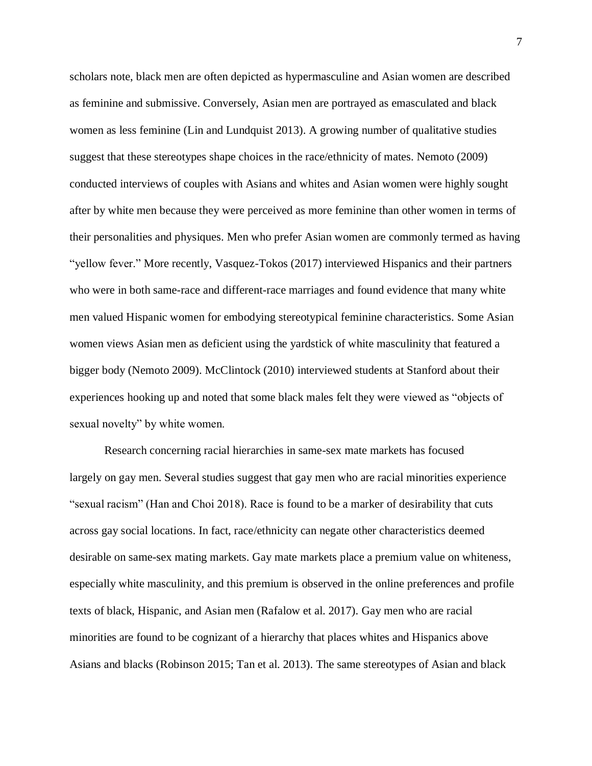scholars note, black men are often depicted as hypermasculine and Asian women are described as feminine and submissive. Conversely, Asian men are portrayed as emasculated and black women as less feminine (Lin and Lundquist 2013). A growing number of qualitative studies suggest that these stereotypes shape choices in the race/ethnicity of mates. Nemoto (2009) conducted interviews of couples with Asians and whites and Asian women were highly sought after by white men because they were perceived as more feminine than other women in terms of their personalities and physiques. Men who prefer Asian women are commonly termed as having "yellow fever." More recently, Vasquez-Tokos (2017) interviewed Hispanics and their partners who were in both same-race and different-race marriages and found evidence that many white men valued Hispanic women for embodying stereotypical feminine characteristics. Some Asian women views Asian men as deficient using the yardstick of white masculinity that featured a bigger body (Nemoto 2009). McClintock (2010) interviewed students at Stanford about their experiences hooking up and noted that some black males felt they were viewed as "objects of sexual novelty" by white women.

Research concerning racial hierarchies in same-sex mate markets has focused largely on gay men. Several studies suggest that gay men who are racial minorities experience "sexual racism" (Han and Choi 2018). Race is found to be a marker of desirability that cuts across gay social locations. In fact, race/ethnicity can negate other characteristics deemed desirable on same-sex mating markets. Gay mate markets place a premium value on whiteness, especially white masculinity, and this premium is observed in the online preferences and profile texts of black, Hispanic, and Asian men (Rafalow et al. 2017). Gay men who are racial minorities are found to be cognizant of a hierarchy that places whites and Hispanics above Asians and blacks (Robinson 2015; Tan et al. 2013). The same stereotypes of Asian and black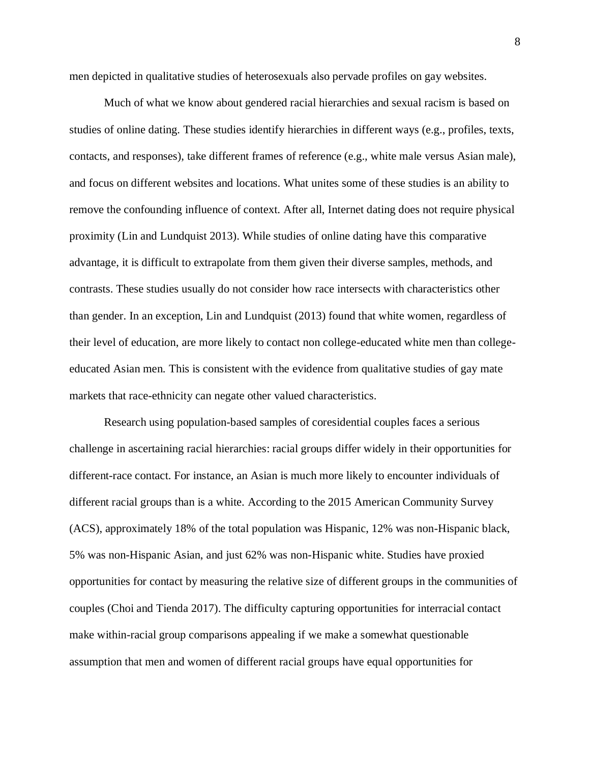men depicted in qualitative studies of heterosexuals also pervade profiles on gay websites.

Much of what we know about gendered racial hierarchies and sexual racism is based on studies of online dating. These studies identify hierarchies in different ways (e.g., profiles, texts, contacts, and responses), take different frames of reference (e.g., white male versus Asian male), and focus on different websites and locations. What unites some of these studies is an ability to remove the confounding influence of context. After all, Internet dating does not require physical proximity (Lin and Lundquist 2013). While studies of online dating have this comparative advantage, it is difficult to extrapolate from them given their diverse samples, methods, and contrasts. These studies usually do not consider how race intersects with characteristics other than gender. In an exception, Lin and Lundquist (2013) found that white women, regardless of their level of education, are more likely to contact non college-educated white men than college-educated Asian men. This is consistent with the evidence from qualitative studies of gay mate markets that race-ethnicity can negate other valued characteristics.

Research using population-based samples of coresidential couples faces a serious challenge in ascertaining racial hierarchies: racial groups differ widely in their opportunities for different-race contact. For instance, an Asian is much more likely to encounter individuals of different racial groups than is a white. According to the 2015 American Community Survey (ACS), approximately 18% of the total population was Hispanic, 12% was non-Hispanic black, 5% was non-Hispanic Asian, and just 62% was non-Hispanic white. Studies have proxied opportunities for contact by measuring the relative size of different groups in the communities of couples (Choi and Tienda 2017). The difficulty capturing opportunities for interracial contact make within-racial group comparisons appealing if we make a somewhat questionable assumption that men and women of different racial groups have equal opportunities for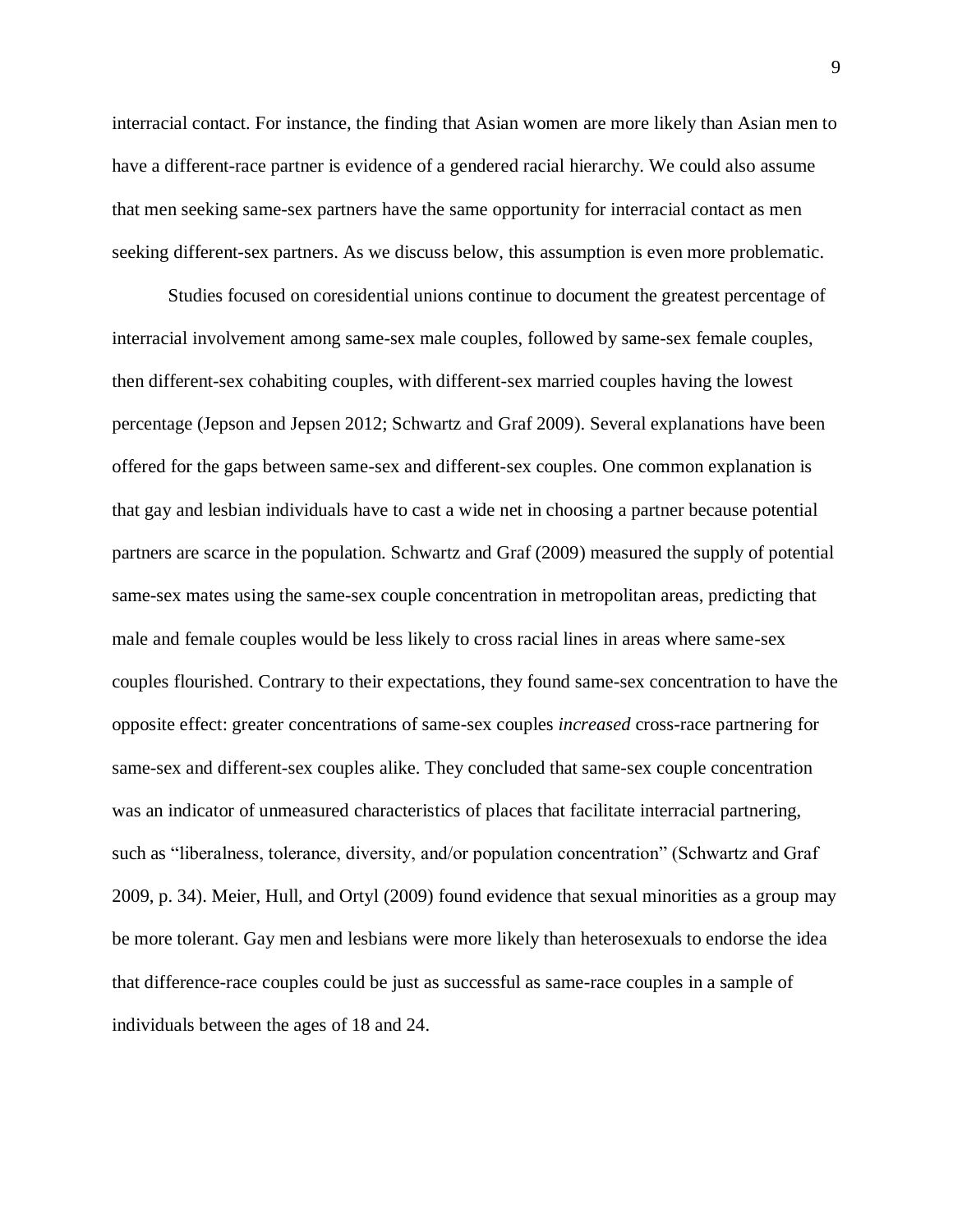interracial contact. For instance, the finding that Asian women are more likely than Asian men to have a different-race partner is evidence of a gendered racial hierarchy. We could also assume that men seeking same-sex partners have the same opportunity for interracial contact as men seeking different-sex partners. As we discuss below, this assumption is even more problematic.

Studies focused on coresidential unions continue to document the greatest percentage of interracial involvement among same-sex male couples, followed by same-sex female couples, then different-sex cohabiting couples, with different-sex married couples having the lowest percentage (Jepson and Jepsen 2012; Schwartz and Graf 2009). Several explanations have been offered for the gaps between same-sex and different-sex couples. One common explanation is that gay and lesbian individuals have to cast a wide net in choosing a partner because potential partners are scarce in the population. Schwartz and Graf (2009) measured the supply of potential same-sex mates using the same-sex couple concentration in metropolitan areas, predicting that male and female couples would be less likely to cross racial lines in areas where same-sex couples flourished. Contrary to their expectations, they found same-sex concentration to have the opposite effect: greater concentrations of same-sex couples *increased* cross-race partnering for same-sex and different-sex couples alike. They concluded that same-sex couple concentration was an indicator of unmeasured characteristics of places that facilitate interracial partnering, such as "liberalness, tolerance, diversity, and/or population concentration" (Schwartz and Graf 2009, p. 34). Meier, Hull, and Ortyl (2009) found evidence that sexual minorities as a group may be more tolerant. Gay men and lesbians were more likely than heterosexuals to endorse the idea that difference-race couples could be just as successful as same-race couples in a sample of individuals between the ages of 18 and 24.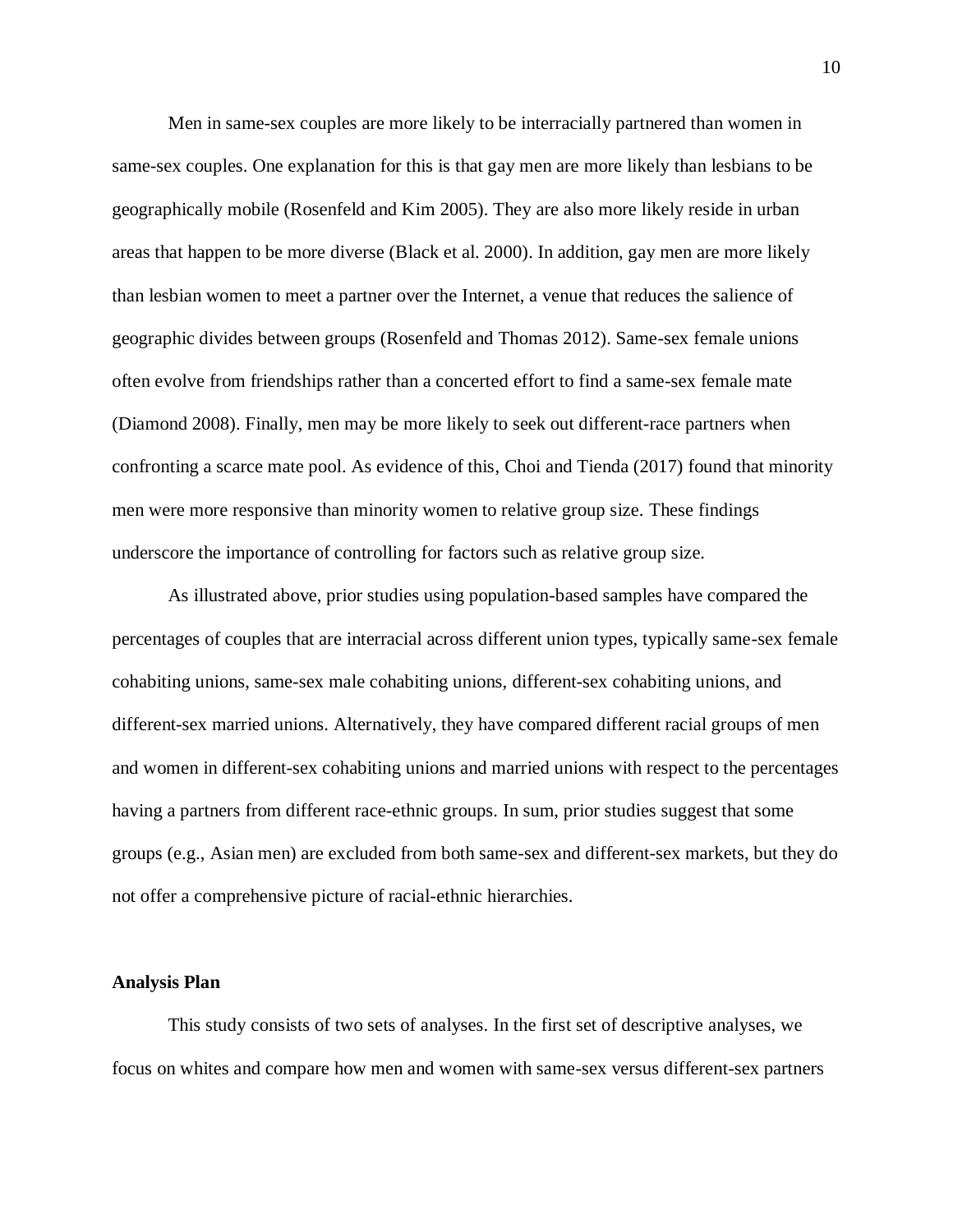Men in same-sex couples are more likely to be interracially partnered than women in same-sex couples. One explanation for this is that gay men are more likely than lesbians to be geographically mobile (Rosenfeld and Kim 2005). They are also more likely reside in urban areas that happen to be more diverse (Black et al. 2000). In addition, gay men are more likely than lesbian women to meet a partner over the Internet, a venue that reduces the salience of geographic divides between groups (Rosenfeld and Thomas 2012). Same-sex female unions often evolve from friendships rather than a concerted effort to find a same-sex female mate (Diamond 2008). Finally, men may be more likely to seek out different-race partners when confronting a scarce mate pool. As evidence of this, Choi and Tienda (2017) found that minority men were more responsive than minority women to relative group size. These findings underscore the importance of controlling for factors such as relative group size.

As illustrated above, prior studies using population-based samples have compared the percentages of couples that are interracial across different union types, typically same-sex female cohabiting unions, same-sex male cohabiting unions, different-sex cohabiting unions, and different-sex married unions. Alternatively, they have compared different racial groups of men and women in different-sex cohabiting unions and married unions with respect to the percentages having a partners from different race-ethnic groups. In sum, prior studies suggest that some groups (e.g., Asian men) are excluded from both same-sex and different-sex markets, but they do not offer a comprehensive picture of racial-ethnic hierarchies.

**Analysis Plan**

This study consists of two sets of analyses. In the first set of descriptive analyses, we focus on whites and compare how men and women with same-sex versus different-sex partners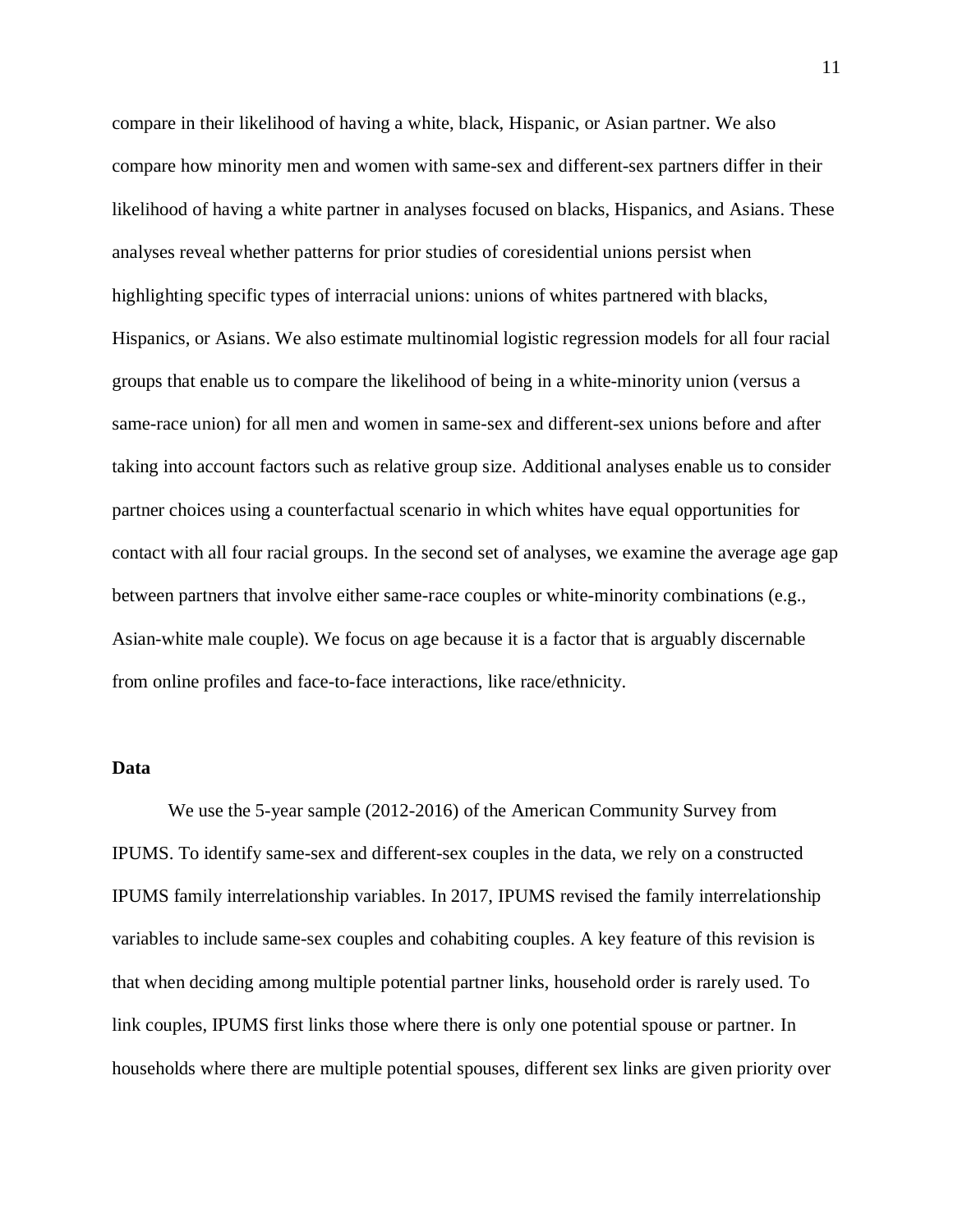compare in their likelihood of having a white, black, Hispanic, or Asian partner. We also compare how minority men and women with same-sex and different-sex partners differ in their likelihood of having a white partner in analyses focused on blacks, Hispanics, and Asians. These analyses reveal whether patterns for prior studies of coresidential unions persist when highlighting specific types of interracial unions: unions of whites partnered with blacks, Hispanics, or Asians. We also estimate multinomial logistic regression models for all four racial groups that enable us to compare the likelihood of being in a white-minority union (versus a same-race union) for all men and women in same-sex and different-sex unions before and after taking into account factors such as relative group size. Additional analyses enable us to consider partner choices using a counterfactual scenario in which whites have equal opportunities for contact with all four racial groups. In the second set of analyses, we examine the average age gap between partners that involve either same-race couples or white-minority combinations (e.g., Asian-white male couple). We focus on age because it is a factor that is arguably discernable from online profiles and face-to-face interactions, like race/ethnicity.

**Data**

We use the 5-year sample (2012-2016) of the American Community Survey from IPUMS. To identify same-sex and different-sex couples in the data, we rely on a constructed IPUMS family interrelationship variables. In 2017, IPUMS revised the family interrelationship variables to include same-sex couples and cohabiting couples. A key feature of this revision is that when deciding among multiple potential partner links, household order is rarely used. To link couples, IPUMS first links those where there is only one potential spouse or partner. In households where there are multiple potential spouses, different sex links are given priority over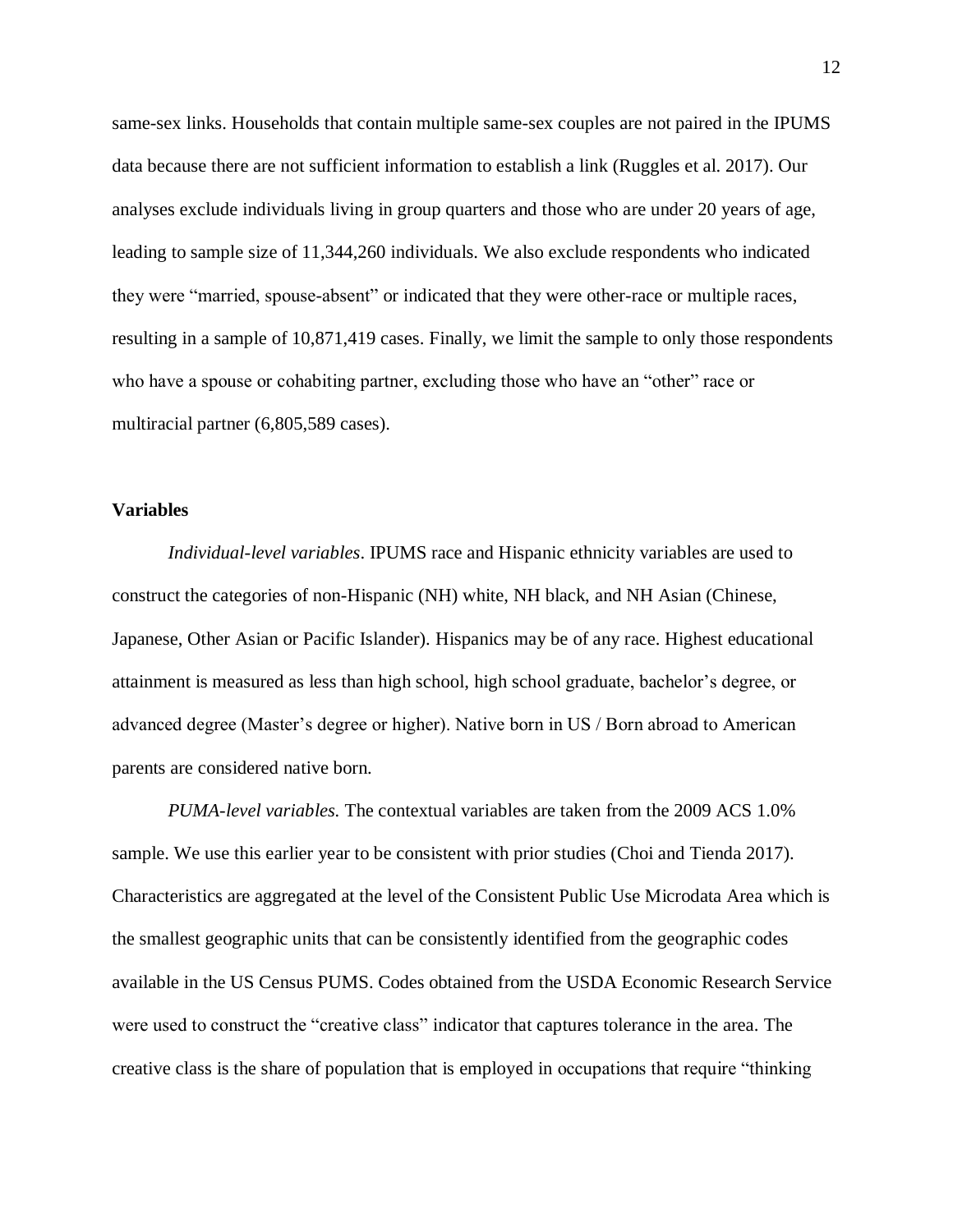same-sex links. Households that contain multiple same-sex couples are not paired in the IPUMS data because there are not sufficient information to establish a link (Ruggles et al. 2017). Our analyses exclude individuals living in group quarters and those who are under 20 years of age, leading to sample size of 11,344,260 individuals. We also exclude respondents who indicated they were "married, spouse-absent" or indicated that they were other-race or multiple races, resulting in a sample of 10,871,419 cases. Finally, we limit the sample to only those respondents who have a spouse or cohabiting partner, excluding those who have an "other" race or multiracial partner (6,805,589 cases).

### Variables

*Individual-level variables*. IPUMS race and Hispanic ethnicity variables are used to construct the categories of non-Hispanic (NH) white, NH black, and NH Asian (Chinese, Japanese, Other Asian or Pacific Islander). Hispanics may be of any race. Highest educational attainment is measured as less than high school, high school graduate, bachelor's degree, or advanced degree (Master's degree or higher). Native born in US / Born abroad to American parents are considered native born.

*PUMA-level variables.* The contextual variables are taken from the 2009 ACS 1.0% sample. We use this earlier year to be consistent with prior studies (Choi and Tienda 2017). Characteristics are aggregated at the level of the Consistent Public Use Microdata Area which is the smallest geographic units that can be consistently identified from the geographic codes available in the US Census PUMS. Codes obtained from the USDA Economic Research Service were used to construct the "creative class" indicator that captures tolerance in the area. The creative class is the share of population that is employed in occupations that require "thinking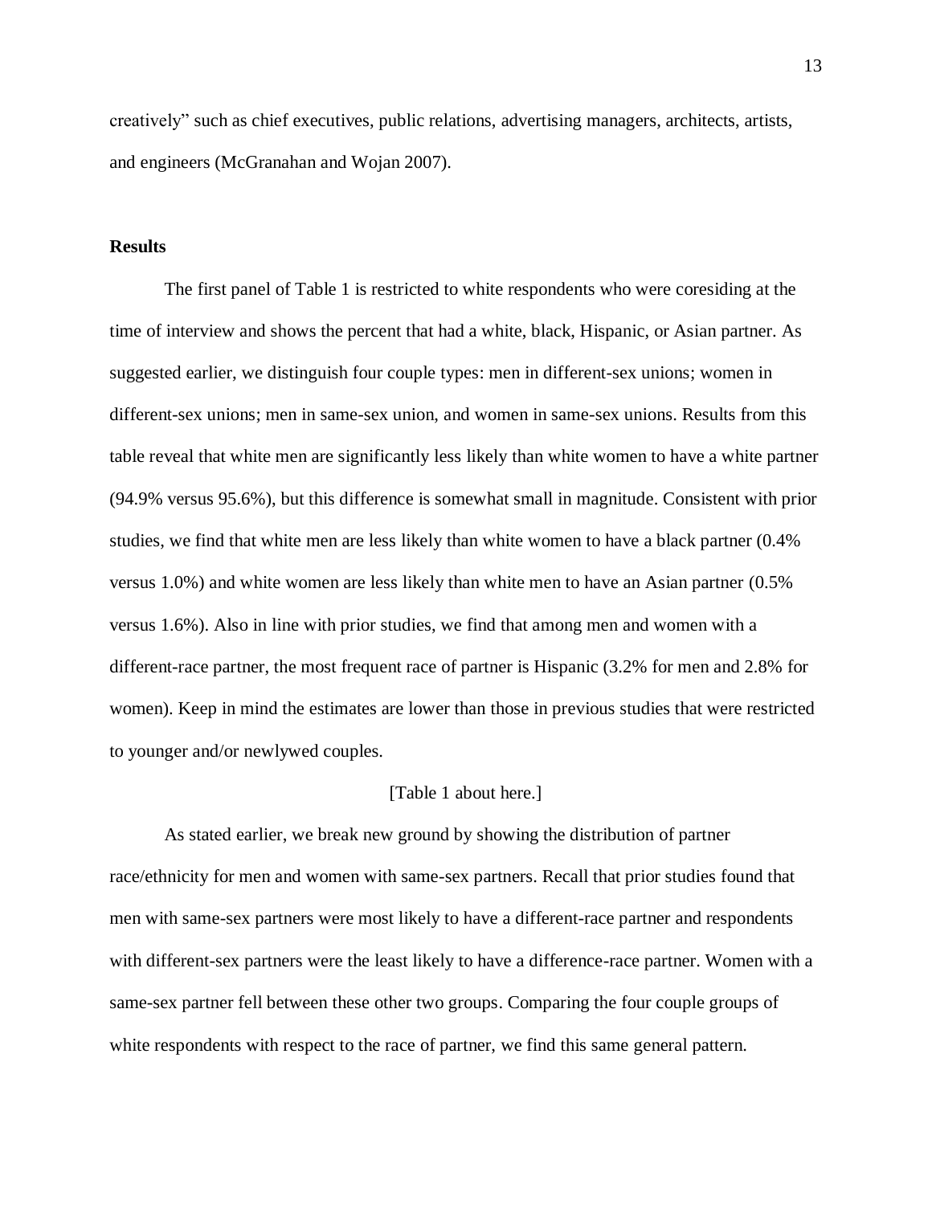creatively" such as chief executives, public relations, advertising managers, architects, artists, and engineers (McGranahan and Wojan 2007).

**Results**

The first panel of Table 1 is restricted to white respondents who were coresiding at the time of interview and shows the percent that had a white, black, Hispanic, or Asian partner. As suggested earlier, we distinguish four couple types: men in different-sex unions; women in different-sex unions; men in same-sex union, and women in same-sex unions. Results from this table reveal that white men are significantly less likely than white women to have a white partner (94.9% versus 95.6%), but this difference is somewhat small in magnitude. Consistent with prior studies, we find that white men are less likely than white women to have a black partner (0.4% versus 1.0%) and white women are less likely than white men to have an Asian partner (0.5% versus 1.6%). Also in line with prior studies, we find that among men and women with a different-race partner, the most frequent race of partner is Hispanic (3.2% for men and 2.8% for women). Keep in mind the estimates are lower than those in previous studies that were restricted to younger and/or newlywed couples.

[Table 1 about here.]

As stated earlier, we break new ground by showing the distribution of partner race/ethnicity for men and women with same-sex partners. Recall that prior studies found that men with same-sex partners were most likely to have a different-race partner and respondents with different-sex partners were the least likely to have a difference-race partner. Women with a same-sex partner fell between these other two groups. Comparing the four couple groups of white respondents with respect to the race of partner, we find this same general pattern.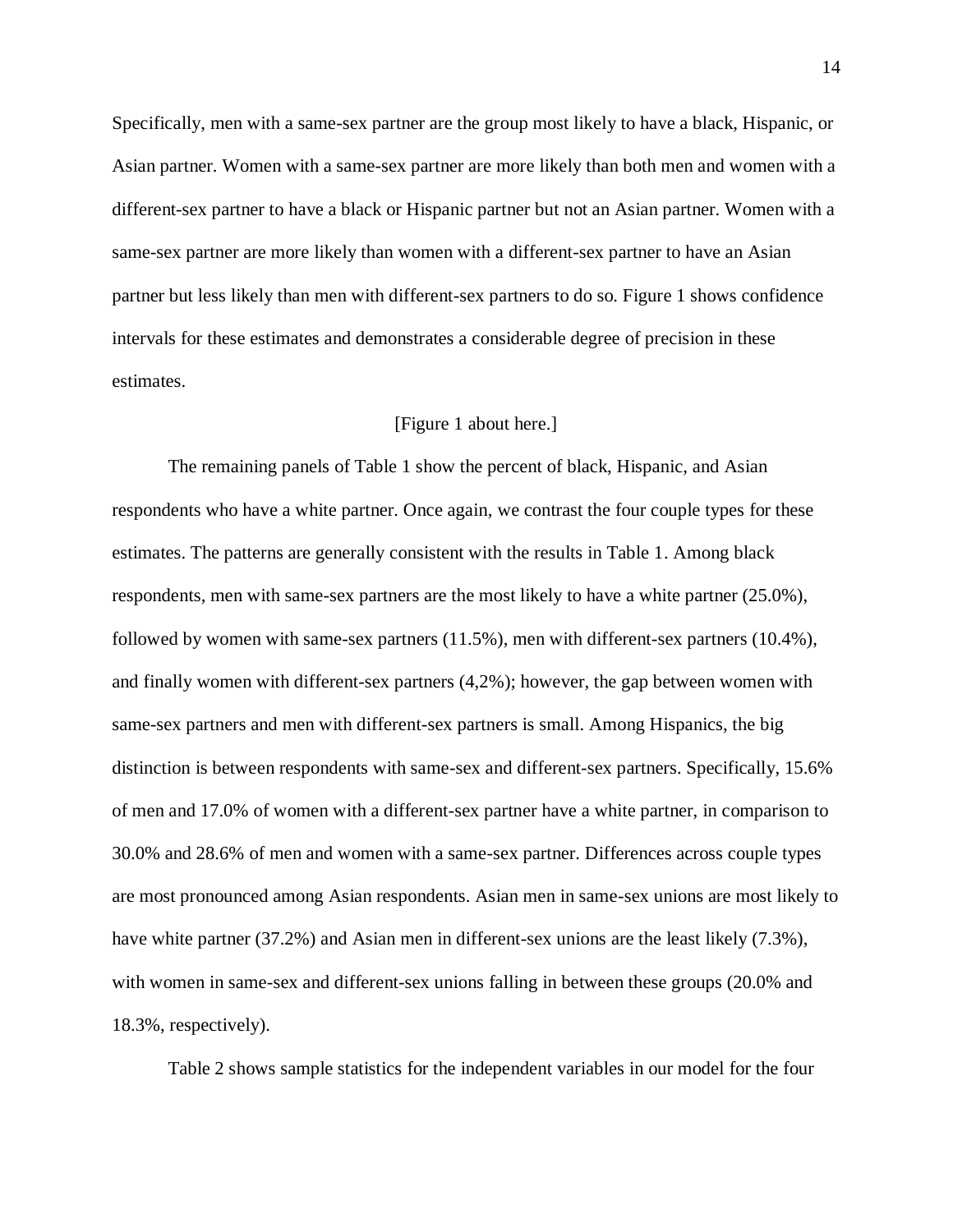Specifically, men with a same-sex partner are the group most likely to have a black, Hispanic, or Asian partner. Women with a same-sex partner are more likely than both men and women with a different-sex partner to have a black or Hispanic partner but not an Asian partner. Women with a same-sex partner are more likely than women with a different-sex partner to have an Asian partner but less likely than men with different-sex partners to do so. Figure 1 shows confidence intervals for these estimates and demonstrates a considerable degree of precision in these estimates.

[Figure 1 about here.]

The remaining panels of Table 1 show the percent of black, Hispanic, and Asian respondents who have a white partner. Once again, we contrast the four couple types for these estimates. The patterns are generally consistent with the results in Table 1. Among black respondents, men with same-sex partners are the most likely to have a white partner (25.0%), followed by women with same-sex partners (11.5%), men with different-sex partners (10.4%), and finally women with different-sex partners (4,2%); however, the gap between women with same-sex partners and men with different-sex partners is small. Among Hispanics, the big distinction is between respondents with same-sex and different-sex partners. Specifically, 15.6% of men and 17.0% of women with a different-sex partner have a white partner, in comparison to 30.0% and 28.6% of men and women with a same-sex partner. Differences across couple types are most pronounced among Asian respondents. Asian men in same-sex unions are most likely to have white partner (37.2%) and Asian men in different-sex unions are the least likely (7.3%), with women in same-sex and different-sex unions falling in between these groups (20.0% and 18.3%, respectively).

Table 2 shows sample statistics for the independent variables in our model for the four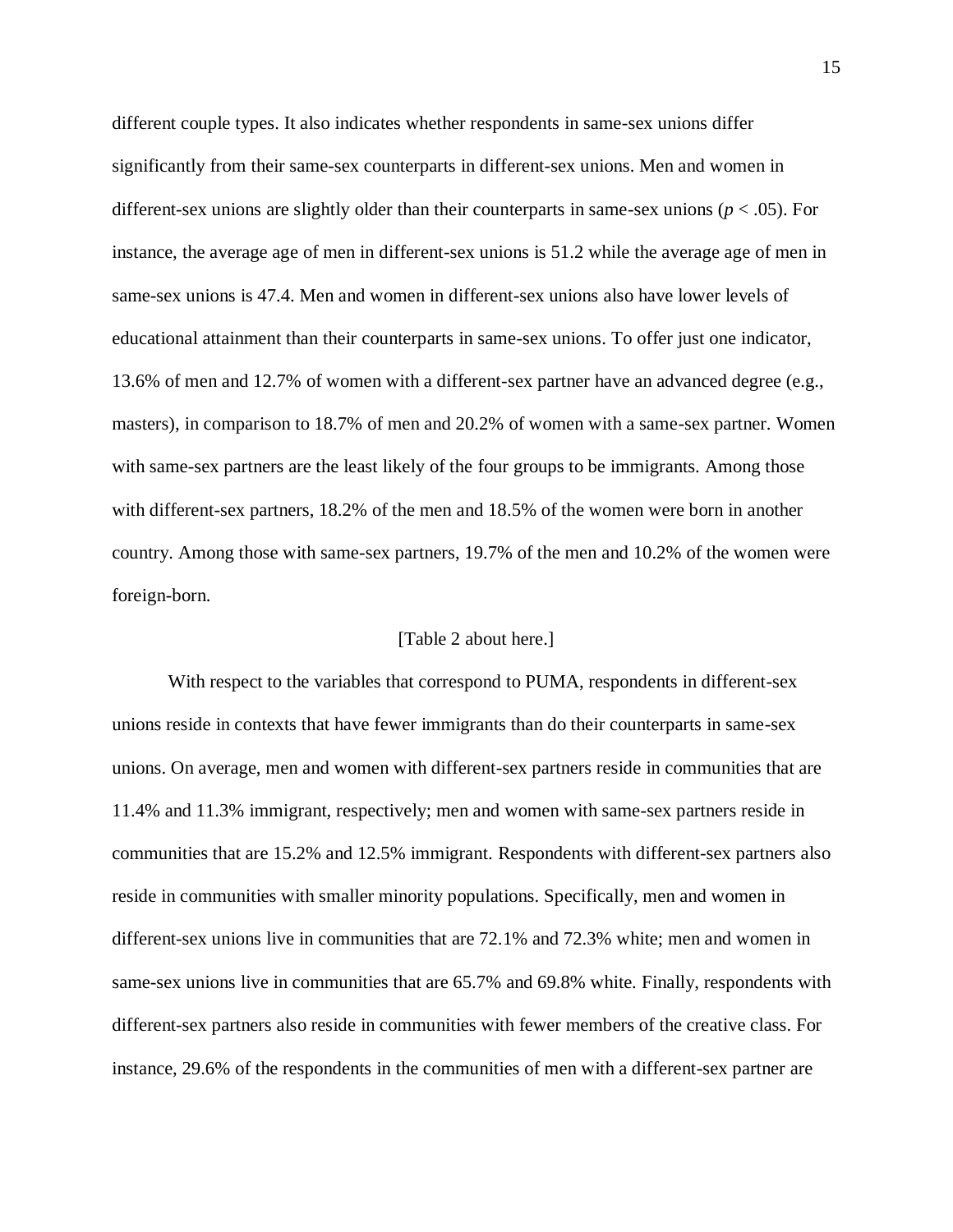different couple types. It also indicates whether respondents in same-sex unions differ significantly from their same-sex counterparts in different-sex unions. Men and women in different-sex unions are slightly older than their counterparts in same-sex unions ($p < .05$). For instance, the average age of men in different-sex unions is 51.2 while the average age of men in same-sex unions is 47.4. Men and women in different-sex unions also have lower levels of educational attainment than their counterparts in same-sex unions. To offer just one indicator, 13.6% of men and 12.7% of women with a different-sex partner have an advanced degree (e.g., masters), in comparison to 18.7% of men and 20.2% of women with a same-sex partner. Women with same-sex partners are the least likely of the four groups to be immigrants. Among those with different-sex partners, 18.2% of the men and 18.5% of the women were born in another country. Among those with same-sex partners, 19.7% of the men and 10.2% of the women were foreign-born.

[Table 2 about here.]

With respect to the variables that correspond to PUMA, respondents in different-sex unions reside in contexts that have fewer immigrants than do their counterparts in same-sex unions. On average, men and women with different-sex partners reside in communities that are 11.4% and 11.3% immigrant, respectively; men and women with same-sex partners reside in communities that are 15.2% and 12.5% immigrant. Respondents with different-sex partners also reside in communities with smaller minority populations. Specifically, men and women in different-sex unions live in communities that are 72.1% and 72.3% white; men and women in same-sex unions live in communities that are 65.7% and 69.8% white. Finally, respondents with different-sex partners also reside in communities with fewer members of the creative class. For instance, 29.6% of the respondents in the communities of men with a different-sex partner are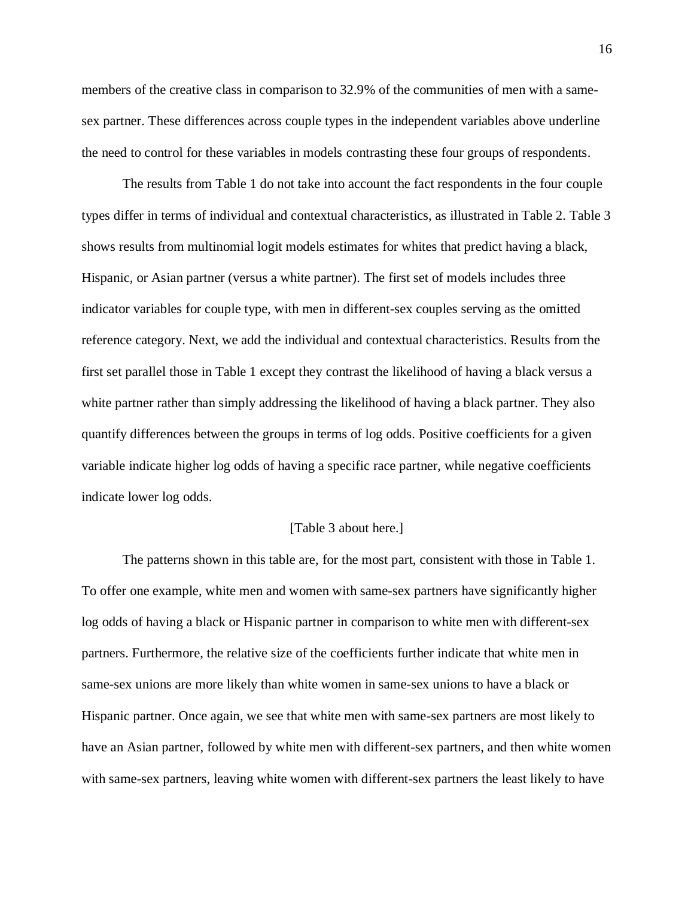members of the creative class in comparison to 32.9% of the communities of men with a same-sex partner. These differences across couple types in the independent variables above underline the need to control for these variables in models contrasting these four groups of respondents.

The results from Table 1 do not take into account the fact respondents in the four couple types differ in terms of individual and contextual characteristics, as illustrated in Table 2. Table 3 shows results from multinomial logit models estimates for whites that predict having a black, Hispanic, or Asian partner (versus a white partner). The first set of models includes three indicator variables for couple type, with men in different-sex couples serving as the omitted reference category. Next, we add the individual and contextual characteristics. Results from the first set parallel those in Table 1 except they contrast the likelihood of having a black versus a white partner rather than simply addressing the likelihood of having a black partner. They also quantify differences between the groups in terms of log odds. Positive coefficients for a given variable indicate higher log odds of having a specific race partner, while negative coefficients indicate lower log odds.

[Table 3 about here.]

The patterns shown in this table are, for the most part, consistent with those in Table 1. To offer one example, white men and women with same-sex partners have significantly higher log odds of having a black or Hispanic partner in comparison to white men with different-sex partners. Furthermore, the relative size of the coefficients further indicate that white men in same-sex unions are more likely than white women in same-sex unions to have a black or Hispanic partner. Once again, we see that white men with same-sex partners are most likely to have an Asian partner, followed by white men with different-sex partners, and then white women with same-sex partners, leaving white women with different-sex partners the least likely to have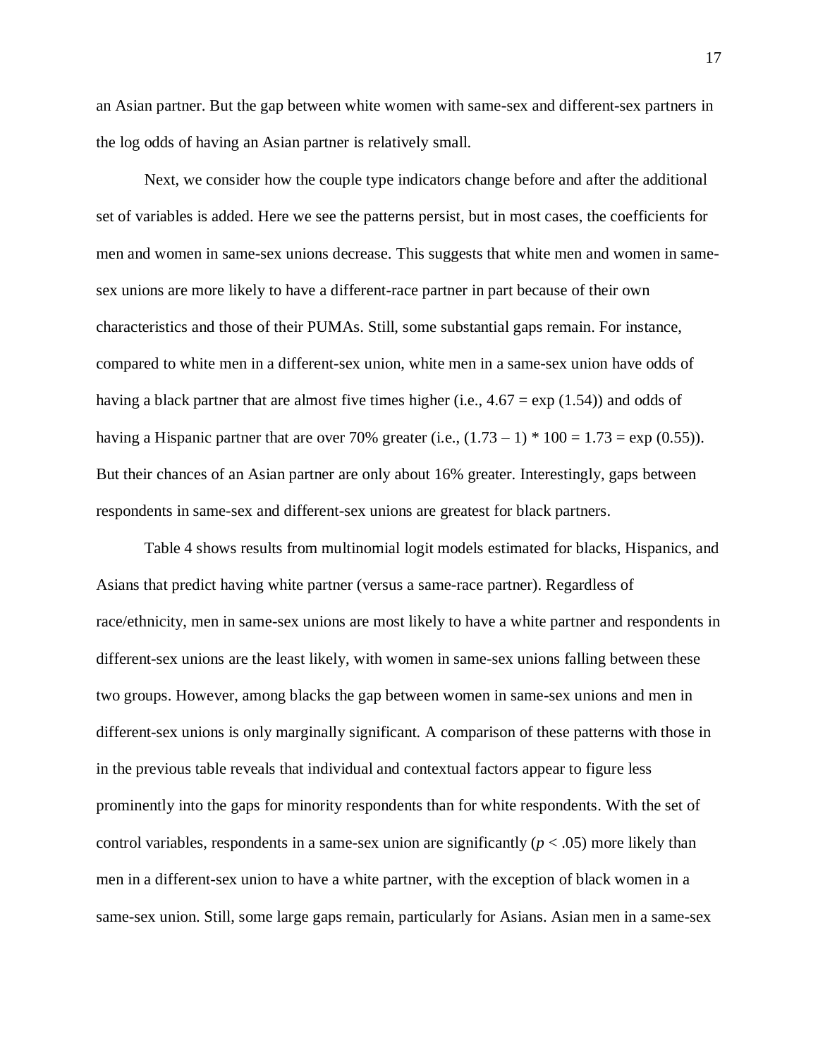an Asian partner. But the gap between white women with same-sex and different-sex partners in the log odds of having an Asian partner is relatively small.

Next, we consider how the couple type indicators change before and after the additional set of variables is added. Here we see the patterns persist, but in most cases, the coefficients for men and women in same-sex unions decrease. This suggests that white men and women in same-sex unions are more likely to have a different-race partner in part because of their own characteristics and those of their PUMAs. Still, some substantial gaps remain. For instance, compared to white men in a different-sex union, white men in a same-sex union have odds of having a black partner that are almost five times higher (i.e., $4.67 = \exp(1.54)$) and odds of having a Hispanic partner that are over 70% greater (i.e., $(1.73 - 1) * 100 = 1.73 = \exp(0.55)$). But their chances of an Asian partner are only about 16% greater. Interestingly, gaps between respondents in same-sex and different-sex unions are greatest for black partners.

Table 4 shows results from multinomial logit models estimated for blacks, Hispanics, and Asians that predict having white partner (versus a same-race partner). Regardless of race/ethnicity, men in same-sex unions are most likely to have a white partner and respondents in different-sex unions are the least likely, with women in same-sex unions falling between these two groups. However, among blacks the gap between women in same-sex unions and men in different-sex unions is only marginally significant. A comparison of these patterns with those in in the previous table reveals that individual and contextual factors appear to figure less prominently into the gaps for minority respondents than for white respondents. With the set of control variables, respondents in a same-sex union are significantly ($p < .05$) more likely than men in a different-sex union to have a white partner, with the exception of black women in a same-sex union. Still, some large gaps remain, particularly for Asians. Asian men in a same-sex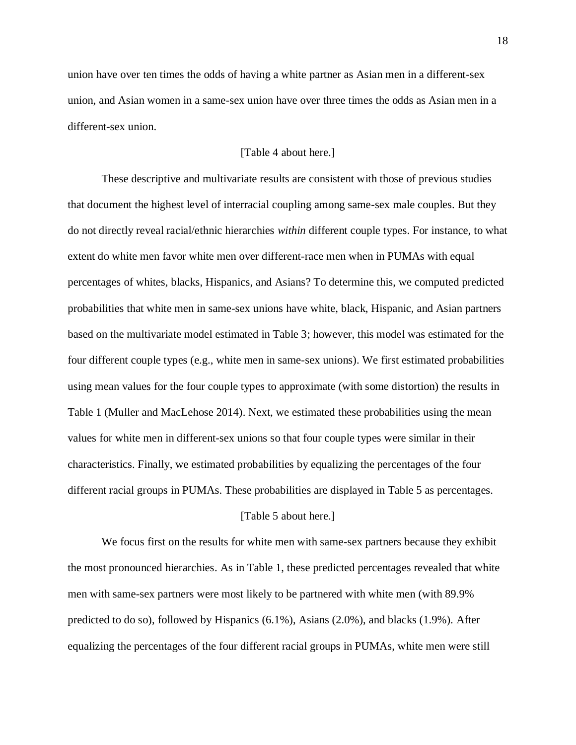union have over ten times the odds of having a white partner as Asian men in a different-sex union, and Asian women in a same-sex union have over three times the odds as Asian men in a different-sex union.

[Table 4 about here.]

These descriptive and multivariate results are consistent with those of previous studies that document the highest level of interracial coupling among same-sex male couples. But they do not directly reveal racial/ethnic hierarchies *within* different couple types. For instance, to what extent do white men favor white men over different-race men when in PUMAs with equal percentages of whites, blacks, Hispanics, and Asians? To determine this, we computed predicted probabilities that white men in same-sex unions have white, black, Hispanic, and Asian partners based on the multivariate model estimated in Table 3; however, this model was estimated for the four different couple types (e.g., white men in same-sex unions). We first estimated probabilities using mean values for the four couple types to approximate (with some distortion) the results in Table 1 (Muller and MacLehose 2014). Next, we estimated these probabilities using the mean values for white men in different-sex unions so that four couple types were similar in their characteristics. Finally, we estimated probabilities by equalizing the percentages of the four different racial groups in PUMAs. These probabilities are displayed in Table 5 as percentages.

[Table 5 about here.]

We focus first on the results for white men with same-sex partners because they exhibit the most pronounced hierarchies. As in Table 1, these predicted percentages revealed that white men with same-sex partners were most likely to be partnered with white men (with 89.9% predicted to do so), followed by Hispanics (6.1%), Asians (2.0%), and blacks (1.9%). After equalizing the percentages of the four different racial groups in PUMAs, white men were still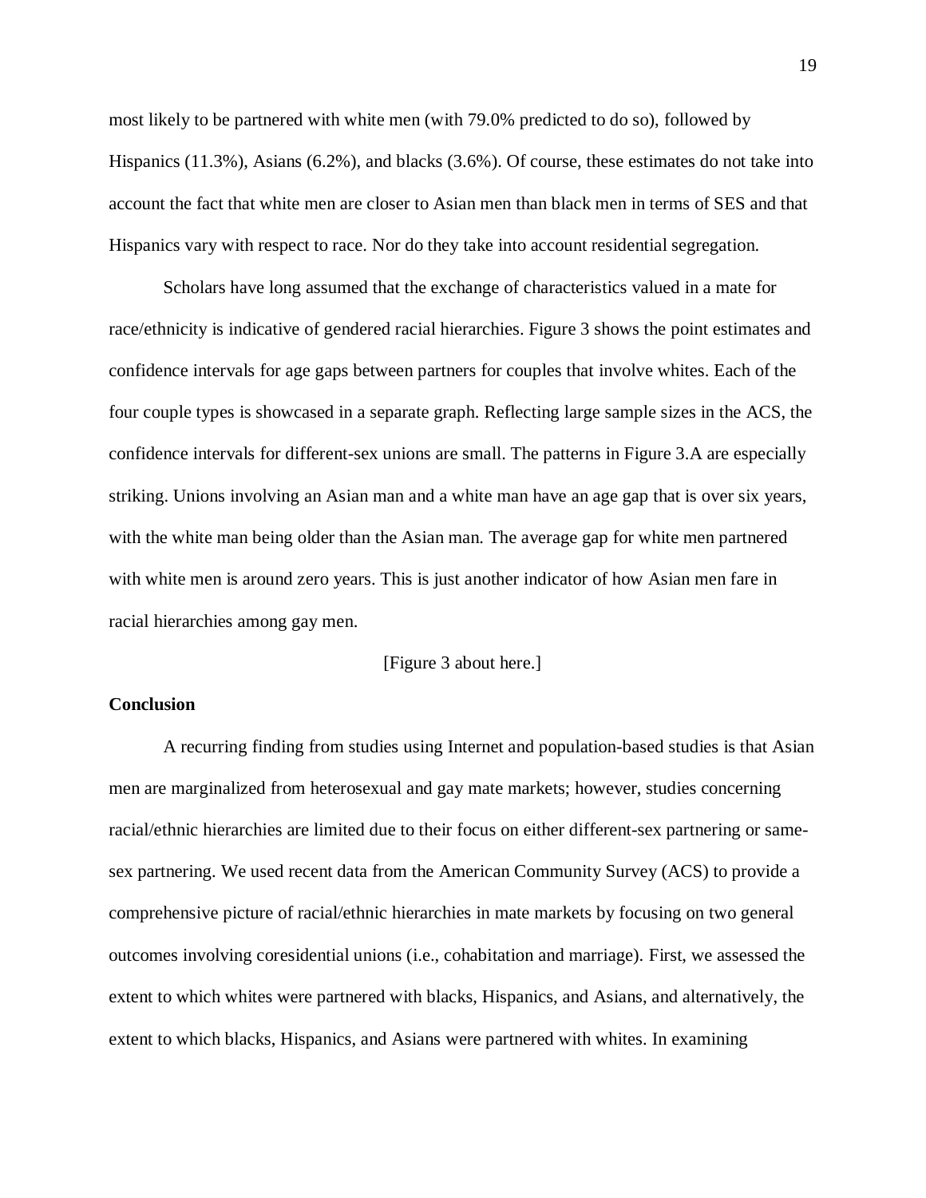most likely to be partnered with white men (with 79.0% predicted to do so), followed by Hispanics (11.3%), Asians (6.2%), and blacks (3.6%). Of course, these estimates do not take into account the fact that white men are closer to Asian men than black men in terms of SES and that Hispanics vary with respect to race. Nor do they take into account residential segregation.

Scholars have long assumed that the exchange of characteristics valued in a mate for race/ethnicity is indicative of gendered racial hierarchies. Figure 3 shows the point estimates and confidence intervals for age gaps between partners for couples that involve whites. Each of the four couple types is showcased in a separate graph. Reflecting large sample sizes in the ACS, the confidence intervals for different-sex unions are small. The patterns in Figure 3.A are especially striking. Unions involving an Asian man and a white man have an age gap that is over six years, with the white man being older than the Asian man. The average gap for white men partnered with white men is around zero years. This is just another indicator of how Asian men fare in racial hierarchies among gay men.

[Figure 3 about here.]

**Conclusion**

A recurring finding from studies using Internet and population-based studies is that Asian men are marginalized from heterosexual and gay mate markets; however, studies concerning racial/ethnic hierarchies are limited due to their focus on either different-sex partnering or same-sex partnering. We used recent data from the American Community Survey (ACS) to provide a comprehensive picture of racial/ethnic hierarchies in mate markets by focusing on two general outcomes involving coresidential unions (i.e., cohabitation and marriage). First, we assessed the extent to which whites were partnered with blacks, Hispanics, and Asians, and alternatively, the extent to which blacks, Hispanics, and Asians were partnered with whites. In examining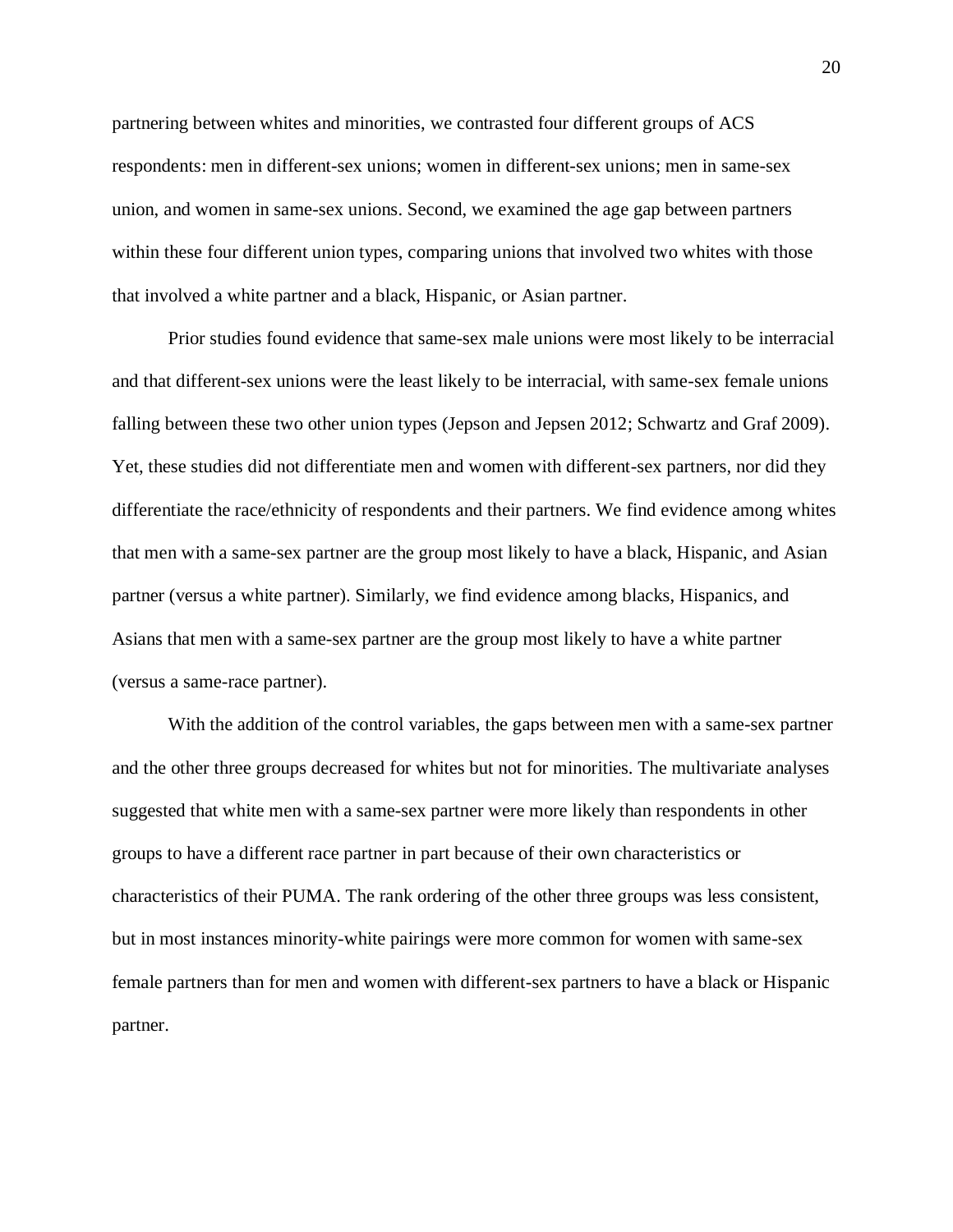partnering between whites and minorities, we contrasted four different groups of ACS respondents: men in different-sex unions; women in different-sex unions; men in same-sex union, and women in same-sex unions. Second, we examined the age gap between partners within these four different union types, comparing unions that involved two whites with those that involved a white partner and a black, Hispanic, or Asian partner.

Prior studies found evidence that same-sex male unions were most likely to be interracial and that different-sex unions were the least likely to be interracial, with same-sex female unions falling between these two other union types (Jepson and Jepsen 2012; Schwartz and Graf 2009). Yet, these studies did not differentiate men and women with different-sex partners, nor did they differentiate the race/ethnicity of respondents and their partners. We find evidence among whites that men with a same-sex partner are the group most likely to have a black, Hispanic, and Asian partner (versus a white partner). Similarly, we find evidence among blacks, Hispanics, and Asians that men with a same-sex partner are the group most likely to have a white partner (versus a same-race partner).

With the addition of the control variables, the gaps between men with a same-sex partner and the other three groups decreased for whites but not for minorities. The multivariate analyses suggested that white men with a same-sex partner were more likely than respondents in other groups to have a different race partner in part because of their own characteristics or characteristics of their PUMA. The rank ordering of the other three groups was less consistent, but in most instances minority-white pairings were more common for women with same-sex female partners than for men and women with different-sex partners to have a black or Hispanic partner.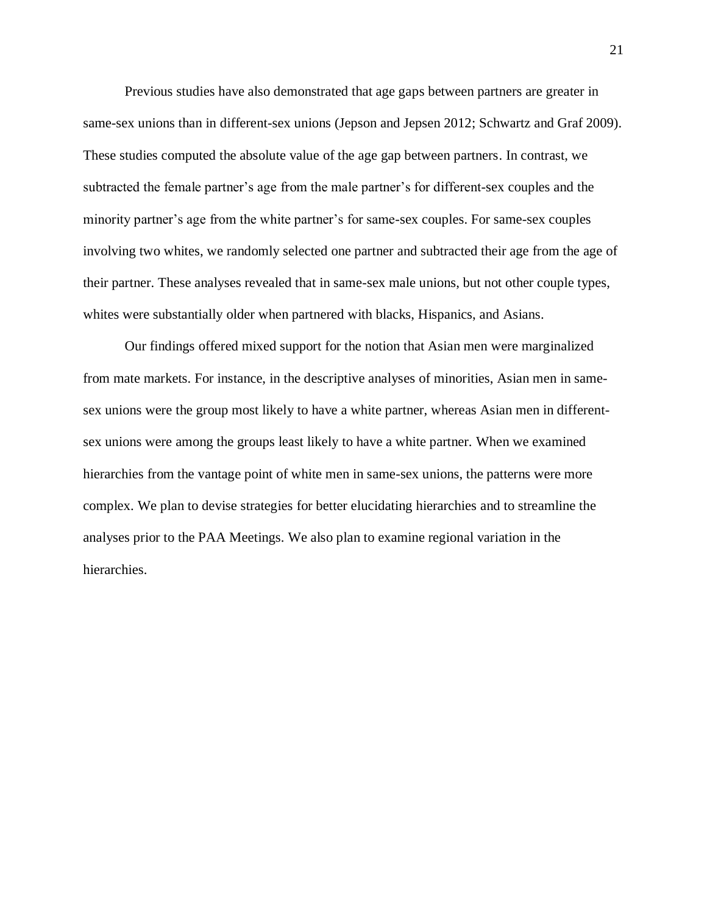Previous studies have also demonstrated that age gaps between partners are greater in same-sex unions than in different-sex unions (Jepson and Jepsen 2012; Schwartz and Graf 2009). These studies computed the absolute value of the age gap between partners. In contrast, we subtracted the female partner's age from the male partner's for different-sex couples and the minority partner's age from the white partner's for same-sex couples. For same-sex couples involving two whites, we randomly selected one partner and subtracted their age from the age of their partner. These analyses revealed that in same-sex male unions, but not other couple types, whites were substantially older when partnered with blacks, Hispanics, and Asians.

Our findings offered mixed support for the notion that Asian men were marginalized from mate markets. For instance, in the descriptive analyses of minorities, Asian men in same-sex unions were the group most likely to have a white partner, whereas Asian men in different-sex unions were among the groups least likely to have a white partner. When we examined hierarchies from the vantage point of white men in same-sex unions, the patterns were more complex. We plan to devise strategies for better elucidating hierarchies and to streamline the analyses prior to the PAA Meetings. We also plan to examine regional variation in the hierarchies.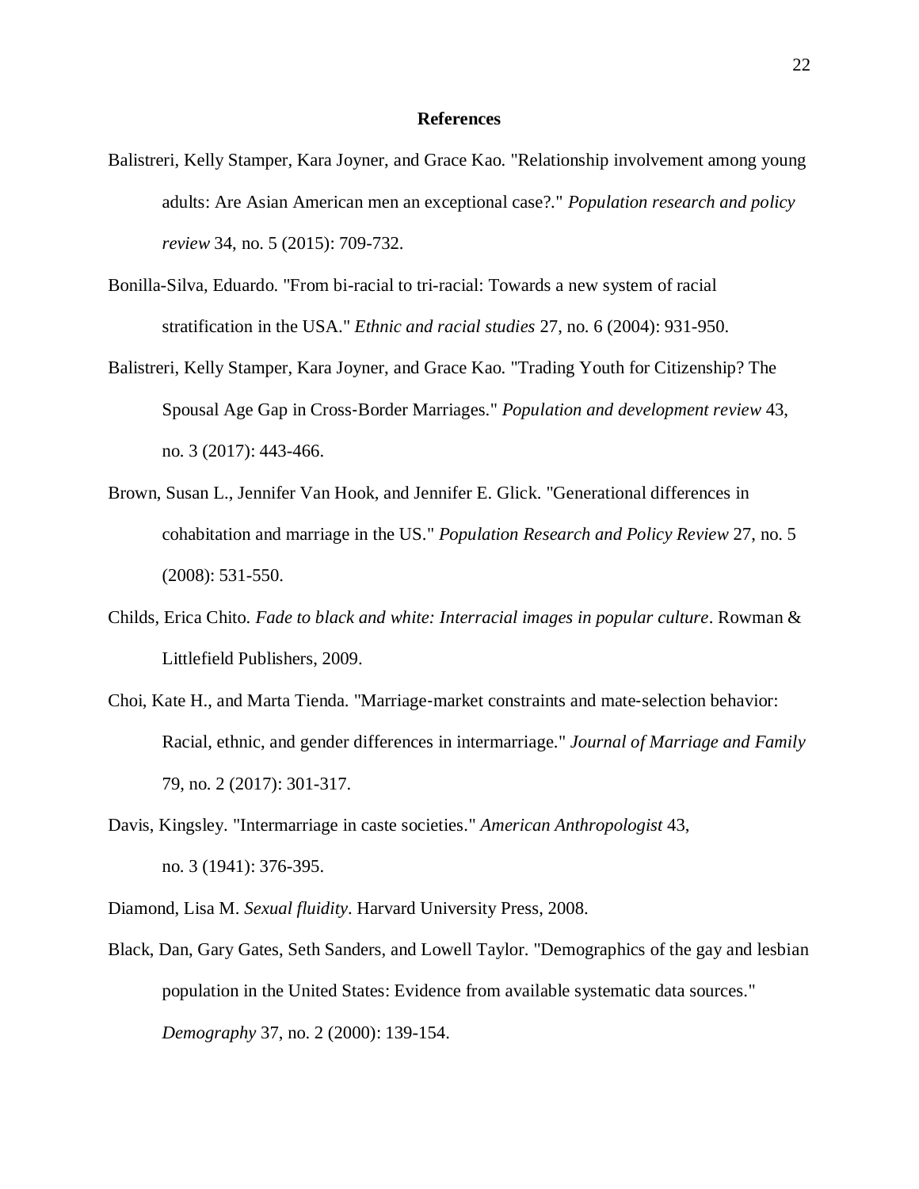## References

Balistreri, Kelly Stamper, Kara Joyner, and Grace Kao. "Relationship involvement among young adults: Are Asian American men an exceptional case?." *Population research and policy review* 34, no. 5 (2015): 709-732.

Bonilla-Silva, Eduardo. "From bi-racial to tri-racial: Towards a new system of racial stratification in the USA." *Ethnic and racial studies* 27, no. 6 (2004): 931-950.

Balistreri, Kelly Stamper, Kara Joyner, and Grace Kao. "Trading Youth for Citizenship? The Spousal Age Gap in Cross-Border Marriages." *Population and development review* 43, no. 3 (2017): 443-466.

Brown, Susan L., Jennifer Van Hook, and Jennifer E. Glick. "Generational differences in cohabitation and marriage in the US." *Population Research and Policy Review* 27, no. 5 (2008): 531-550.

Childs, Erica Chito. *Fade to black and white: Interracial images in popular culture*. Rowman & Littlefield Publishers, 2009.

Choi, Kate H., and Marta Tienda. "Marriage-market constraints and mate-selection behavior: Racial, ethnic, and gender differences in intermarriage." *Journal of Marriage and Family* 79, no. 2 (2017): 301-317.

Davis, Kingsley. "Intermarriage in caste societies." *American Anthropologist* 43, no. 3 (1941): 376-395.

Diamond, Lisa M. *Sexual fluidity*. Harvard University Press, 2008.

Black, Dan, Gary Gates, Seth Sanders, and Lowell Taylor. "Demographics of the gay and lesbian population in the United States: Evidence from available systematic data sources." *Demography* 37, no. 2 (2000): 139-154.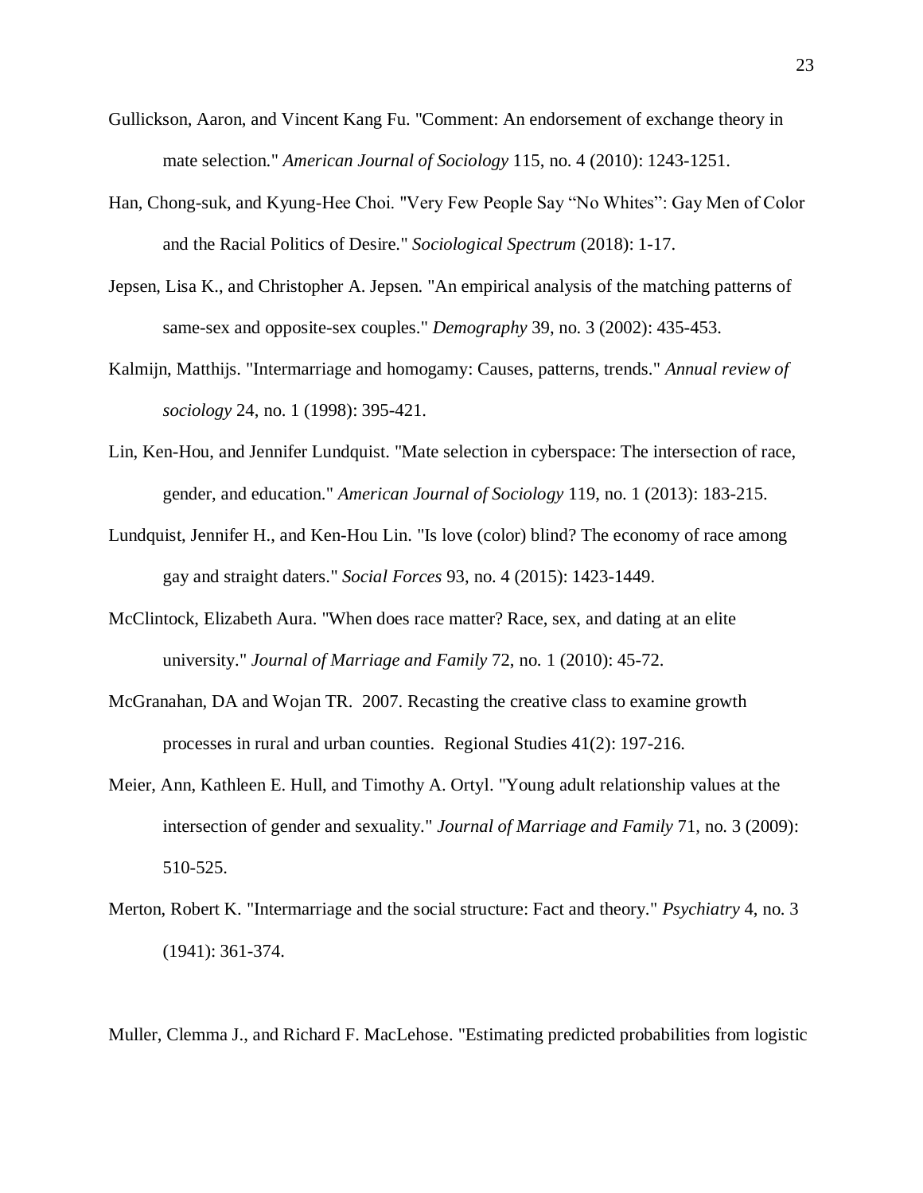Gullickson, Aaron, and Vincent Kang Fu. "Comment: An endorsement of exchange theory in mate selection." *American Journal of Sociology* 115, no. 4 (2010): 1243-1251.

Han, Chong-suk, and Kyung-Hee Choi. "Very Few People Say "No Whites": Gay Men of Color and the Racial Politics of Desire." *Sociological Spectrum* (2018): 1-17.

Jepsen, Lisa K., and Christopher A. Jepsen. "An empirical analysis of the matching patterns of same-sex and opposite-sex couples." *Demography* 39, no. 3 (2002): 435-453.

Kalmijn, Matthijs. "Intermarriage and homogamy: Causes, patterns, trends." *Annual review of sociology* 24, no. 1 (1998): 395-421.

Lin, Ken-Hou, and Jennifer Lundquist. "Mate selection in cyberspace: The intersection of race, gender, and education." *American Journal of Sociology* 119, no. 1 (2013): 183-215.

Lundquist, Jennifer H., and Ken-Hou Lin. "Is love (color) blind? The economy of race among gay and straight daters." *Social Forces* 93, no. 4 (2015): 1423-1449.

McClintock, Elizabeth Aura. "When does race matter? Race, sex, and dating at an elite university." *Journal of Marriage and Family* 72, no. 1 (2010): 45-72.

McGranahan, DA and Wojan TR. 2007. Recasting the creative class to examine growth processes in rural and urban counties. Regional Studies 41(2): 197-216.

Meier, Ann, Kathleen E. Hull, and Timothy A. Ortyl. "Young adult relationship values at the intersection of gender and sexuality." *Journal of Marriage and Family* 71, no. 3 (2009): 510-525.

Merton, Robert K. "Intermarriage and the social structure: Fact and theory." *Psychiatry* 4, no. 3 (1941): 361-374.

Muller, Clemma J., and Richard F. MacLehose. "Estimating predicted probabilities from logistic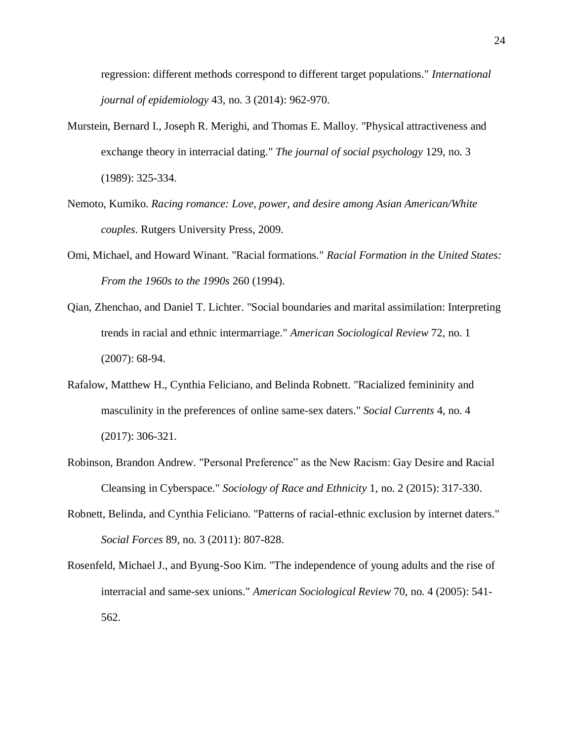regression: different methods correspond to different target populations." *International journal of epidemiology* 43, no. 3 (2014): 962-970.

Murstein, Bernard I., Joseph R. Merighi, and Thomas E. Malloy. "Physical attractiveness and exchange theory in interracial dating." *The journal of social psychology* 129, no. 3 (1989): 325-334.

Nemoto, Kumiko. *Racing romance: Love, power, and desire among Asian American/White couples*. Rutgers University Press, 2009.

Omi, Michael, and Howard Winant. "Racial formations." *Racial Formation in the United States: From the 1960s to the 1990s* 260 (1994).

Qian, Zhenchao, and Daniel T. Lichter. "Social boundaries and marital assimilation: Interpreting trends in racial and ethnic intermarriage." *American Sociological Review* 72, no. 1 (2007): 68-94.

Rafalow, Matthew H., Cynthia Feliciano, and Belinda Robnett. "Racialized femininity and masculinity in the preferences of online same-sex daters." *Social Currents* 4, no. 4 (2017): 306-321.

Robinson, Brandon Andrew. "Personal Preference" as the New Racism: Gay Desire and Racial Cleansing in Cyberspace." *Sociology of Race and Ethnicity* 1, no. 2 (2015): 317-330.

Robnett, Belinda, and Cynthia Feliciano. "Patterns of racial-ethnic exclusion by internet daters." *Social Forces* 89, no. 3 (2011): 807-828.

Rosenfeld, Michael J., and Byung-Soo Kim. "The independence of young adults and the rise of interracial and same-sex unions." *American Sociological Review* 70, no. 4 (2005): 541-562.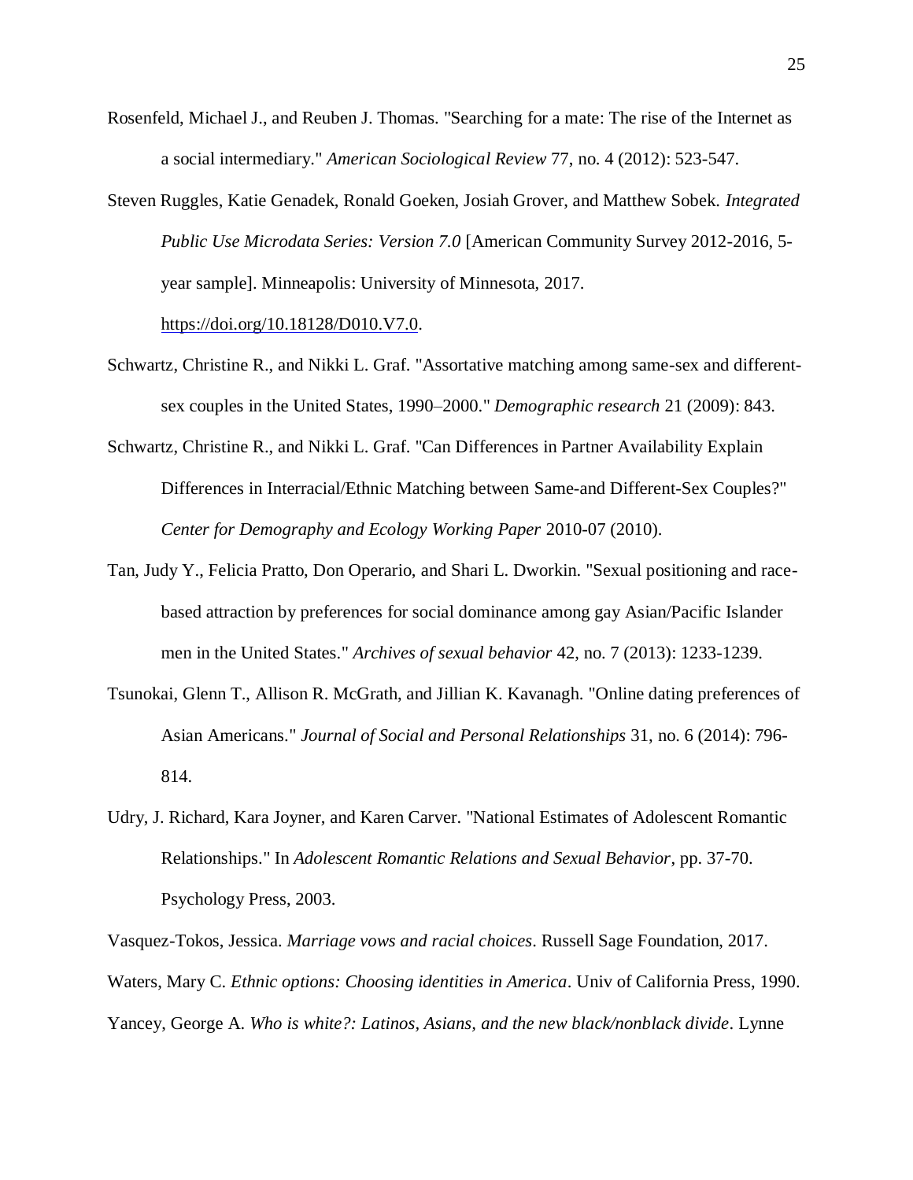Rosenfeld, Michael J., and Reuben J. Thomas. "Searching for a mate: The rise of the Internet as a social intermediary." *American Sociological Review* 77, no. 4 (2012): 523-547.

Steven Ruggles, Katie Genadek, Ronald Goeken, Josiah Grover, and Matthew Sobek. *Integrated Public Use Microdata Series: Version 7.0* [American Community Survey 2012-2016, 5-year sample]. Minneapolis: University of Minnesota, 2017. https://doi.org/10.18128/D010.V7.0.

Schwartz, Christine R., and Nikki L. Graf. "Assortative matching among same-sex and different-sex couples in the United States, 1990–2000." *Demographic research* 21 (2009): 843.

Schwartz, Christine R., and Nikki L. Graf. "Can Differences in Partner Availability Explain Differences in Interracial/Ethnic Matching between Same-and Different-Sex Couples?" *Center for Demography and Ecology Working Paper* 2010-07 (2010).

Tan, Judy Y., Felicia Pratto, Don Operario, and Shari L. Dworkin. "Sexual positioning and race-based attraction by preferences for social dominance among gay Asian/Pacific Islander men in the United States." *Archives of sexual behavior* 42, no. 7 (2013): 1233-1239.

Tsunokai, Glenn T., Allison R. McGrath, and Jillian K. Kavanagh. "Online dating preferences of Asian Americans." *Journal of Social and Personal Relationships* 31, no. 6 (2014): 796-814.

Udry, J. Richard, Kara Joyner, and Karen Carver. "National Estimates of Adolescent Romantic Relationships." In *Adolescent Romantic Relations and Sexual Behavior*, pp. 37-70. Psychology Press, 2003.

Vasquez-Tokos, Jessica. *Marriage vows and racial choices*. Russell Sage Foundation, 2017.

Waters, Mary C. *Ethnic options: Choosing identities in America*. Univ of California Press, 1990.

Yancey, George A. *Who is white?: Latinos, Asians, and the new black/nonblack divide*. Lynne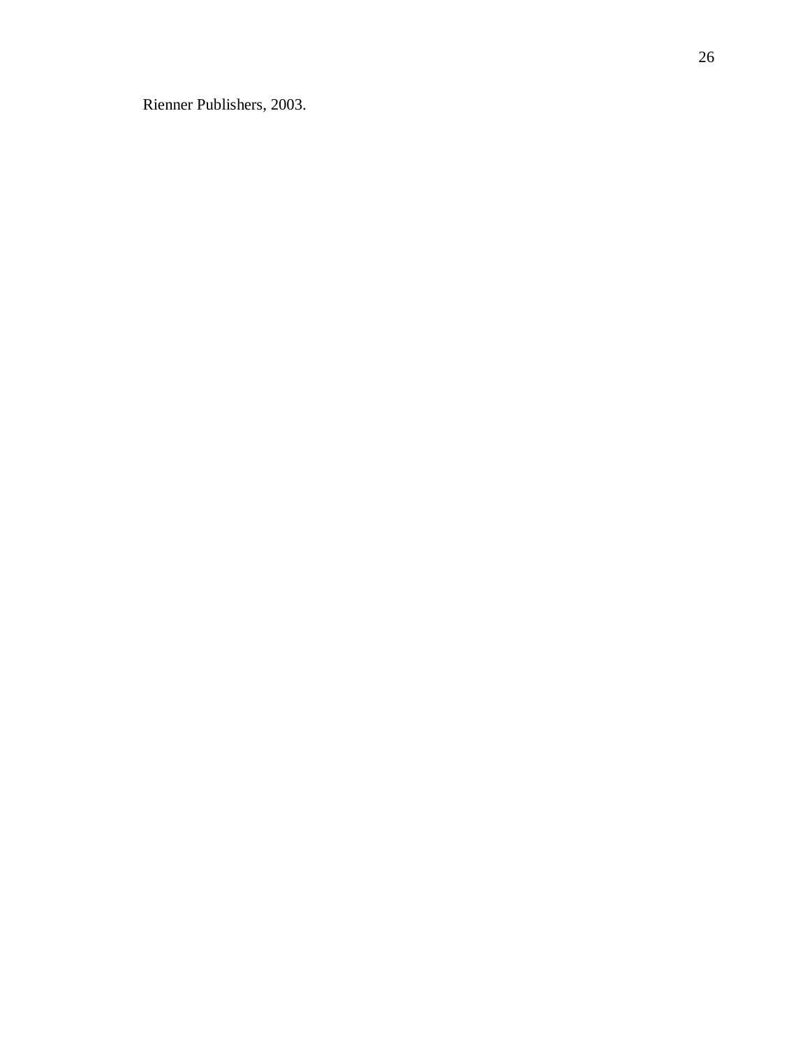Rienner Publishers, 2003.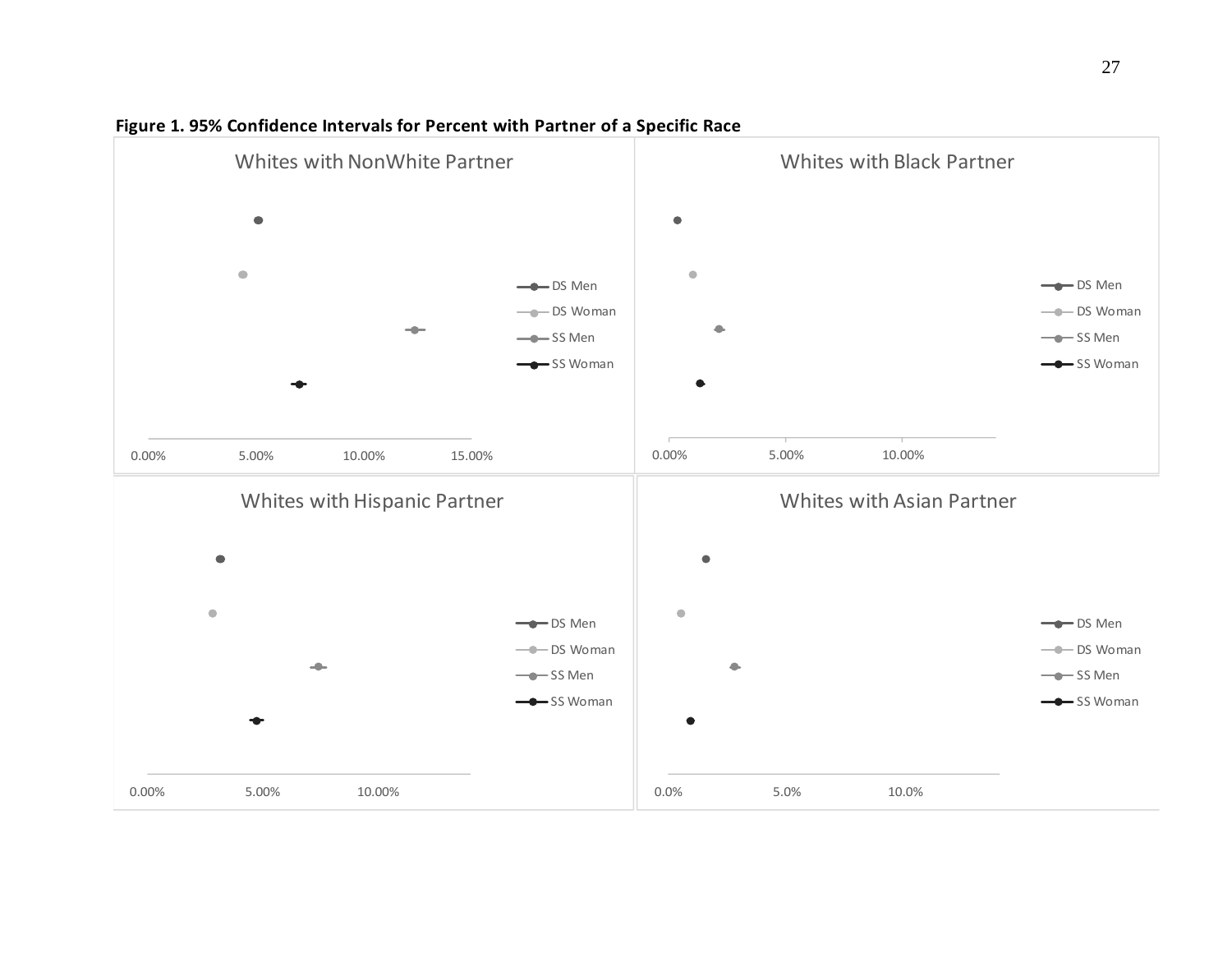**Figure 1. 95% Confidence Intervals for Percent with Partner of a Specific Race**

Whites with NonWhite Partner

DS Men
DS Woman
SS Men
SS Woman

0.00% 5.00% 10.00% 15.00%

Whites with Black Partner

DS Men
DS Woman
SS Men
SS Woman

0.00% 5.00% 10.00%

Whites with Hispanic Partner

DS Men
DS Woman
SS Men
SS Woman

0.00% 5.00% 10.00%

Whites with Asian Partner

DS Men
DS Woman
SS Men
SS Woman

0.0% 5.0% 10.0%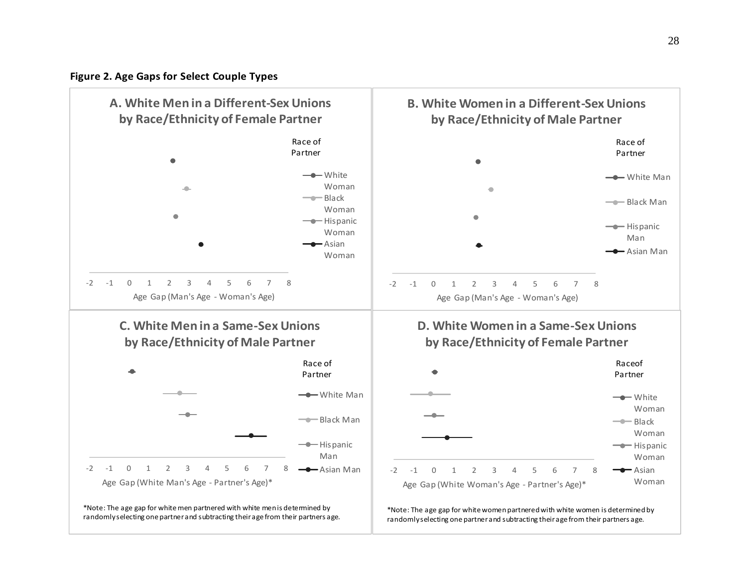**Figure 2. Age Gaps for Select Couple Types**

**A. White Men in a Different-Sex Unions by Race/Ethnicity of Female Partner**

Race of Partner: White Woman, Black Woman, Hispanic Woman, Asian Woman

Age Gap (Man's Age - Woman's Age)

**B. White Women in a Different-Sex Unions by Race/Ethnicity of Male Partner**

Race of Partner: White Man, Black Man, Hispanic Man, Asian Man

Age Gap (Man's Age - Woman's Age)

**C. White Men in a Same-Sex Unions by Race/Ethnicity of Male Partner**

Race of Partner: White Man, Black Man, Hispanic Man, Asian Man

Age Gap (White Man's Age - Partner's Age)*

*Note: The age gap for white men partnered with white men is determined by randomly selecting one partner and subtracting their age from their partners age.

**D. White Women in a Same-Sex Unions by Race/Ethnicity of Female Partner**

Race of Partner: White Woman, Black Woman, Hispanic Woman, Asian Woman

Age Gap (White Woman's Age - Partner's Age)*

*Note: The age gap for white women partnered with white women is determined by randomly selecting one partner and subtracting their age from their partners age.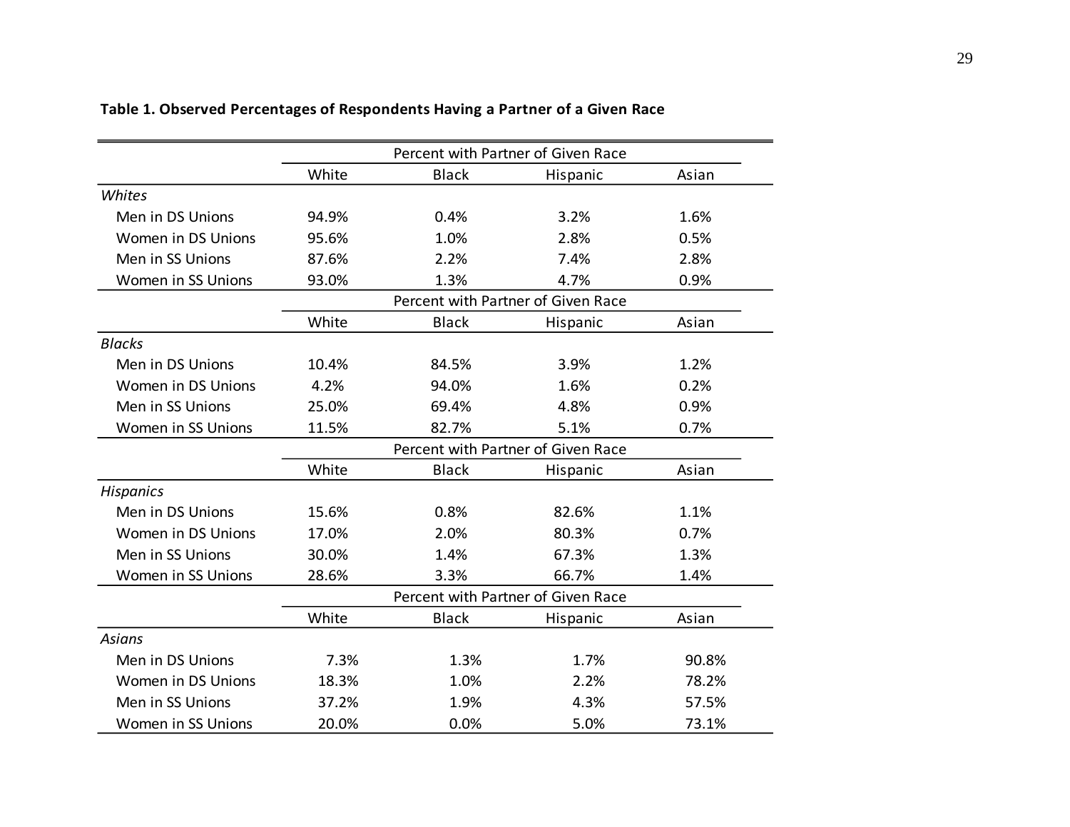**Table 1. Observed Percentages of Respondents Having a Partner of a Given Race**

| | Percent with Partner of Given Race | | | |
|---|---|---|---|---|
| | White | Black | Hispanic | Asian |
| *Whites* | | | | |
| Men in DS Unions | 94.9% | 0.4% | 3.2% | 1.6% |
| Women in DS Unions | 95.6% | 1.0% | 2.8% | 0.5% |
| Men in SS Unions | 87.6% | 2.2% | 7.4% | 2.8% |
| Women in SS Unions | 93.0% | 1.3% | 4.7% | 0.9% |
| | **Percent with Partner of Given Race** | | | |
| | **White** | **Black** | **Hispanic** | **Asian** |
| *Blacks* | | | | |
| Men in DS Unions | 10.4% | 84.5% | 3.9% | 1.2% |
| Women in DS Unions | 4.2% | 94.0% | 1.6% | 0.2% |
| Men in SS Unions | 25.0% | 69.4% | 4.8% | 0.9% |
| Women in SS Unions | 11.5% | 82.7% | 5.1% | 0.7% |
| | **Percent with Partner of Given Race** | | | |
| | **White** | **Black** | **Hispanic** | **Asian** |
| *Hispanics* | | | | |
| Men in DS Unions | 15.6% | 0.8% | 82.6% | 1.1% |
| Women in DS Unions | 17.0% | 2.0% | 80.3% | 0.7% |
| Men in SS Unions | 30.0% | 1.4% | 67.3% | 1.3% |
| Women in SS Unions | 28.6% | 3.3% | 66.7% | 1.4% |
| | **Percent with Partner of Given Race** | | | |
| | **White** | **Black** | **Hispanic** | **Asian** |
| *Asians* | | | | |
| Men in DS Unions | 7.3% | 1.3% | 1.7% | 90.8% |
| Women in DS Unions | 18.3% | 1.0% | 2.2% | 78.2% |
| Men in SS Unions | 37.2% | 1.9% | 4.3% | 57.5% |
| Women in SS Unions | 20.0% | 0.0% | 5.0% | 73.1% |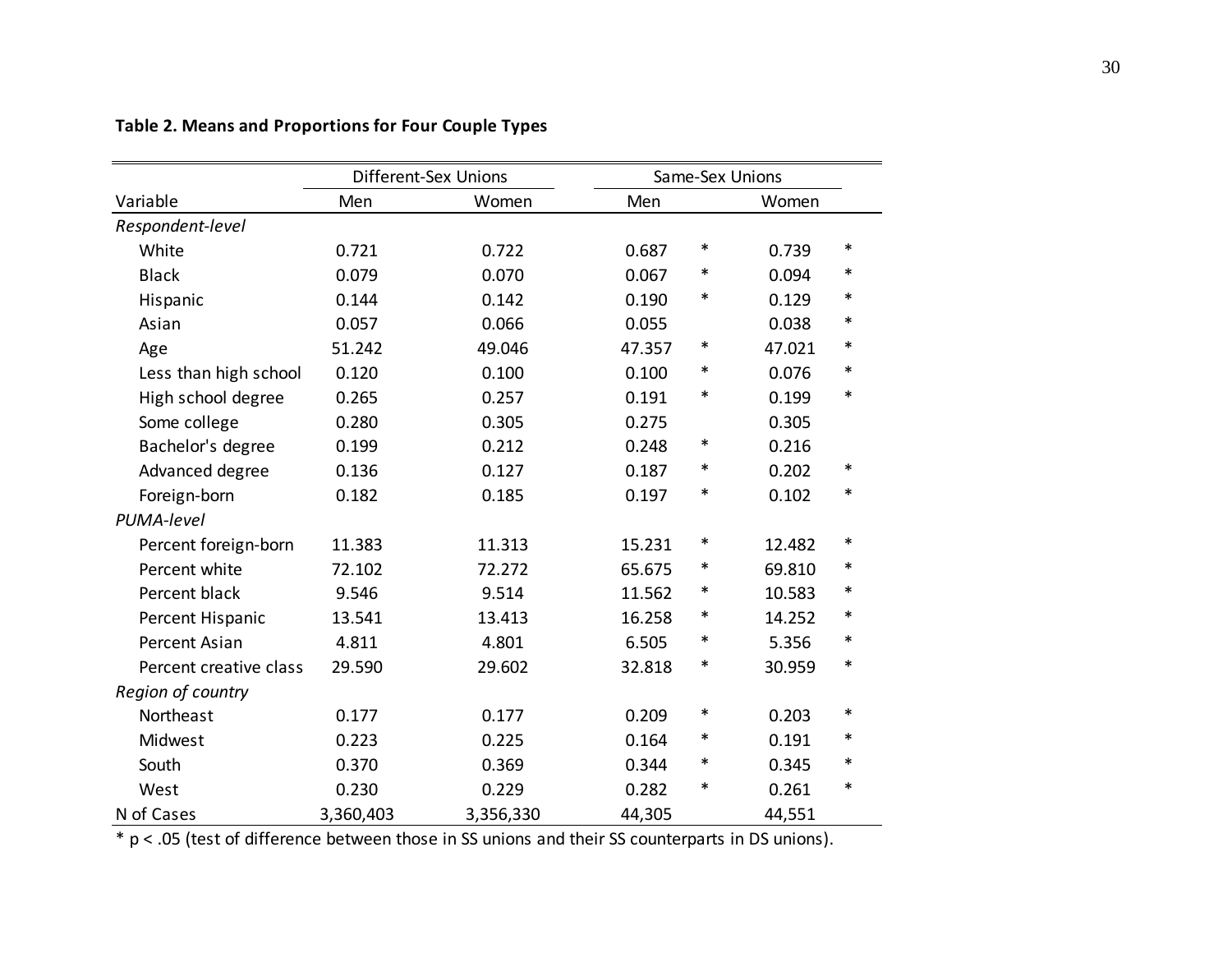**Table 2. Means and Proportions for Four Couple Types**

| Variable | Different-Sex Unions | | Same-Sex Unions | | | |
|---|---|---|---|---|---|---|
| | Men | Women | Men | | Women | |
| *Respondent-level* | | | | | | |
| White | 0.721 | 0.722 | 0.687 | * | 0.739 | * |
| Black | 0.079 | 0.070 | 0.067 | * | 0.094 | * |
| Hispanic | 0.144 | 0.142 | 0.190 | * | 0.129 | * |
| Asian | 0.057 | 0.066 | 0.055 | | 0.038 | * |
| Age | 51.242 | 49.046 | 47.357 | * | 47.021 | * |
| Less than high school | 0.120 | 0.100 | 0.100 | * | 0.076 | * |
| High school degree | 0.265 | 0.257 | 0.191 | * | 0.199 | * |
| Some college | 0.280 | 0.305 | 0.275 | | 0.305 | |
| Bachelor's degree | 0.199 | 0.212 | 0.248 | * | 0.216 | |
| Advanced degree | 0.136 | 0.127 | 0.187 | * | 0.202 | * |
| Foreign-born | 0.182 | 0.185 | 0.197 | * | 0.102 | * |
| *PUMA-level* | | | | | | |
| Percent foreign-born | 11.383 | 11.313 | 15.231 | * | 12.482 | * |
| Percent white | 72.102 | 72.272 | 65.675 | * | 69.810 | * |
| Percent black | 9.546 | 9.514 | 11.562 | * | 10.583 | * |
| Percent Hispanic | 13.541 | 13.413 | 16.258 | * | 14.252 | * |
| Percent Asian | 4.811 | 4.801 | 6.505 | * | 5.356 | * |
| Percent creative class | 29.590 | 29.602 | 32.818 | * | 30.959 | * |
| *Region of country* | | | | | | |
| Northeast | 0.177 | 0.177 | 0.209 | * | 0.203 | * |
| Midwest | 0.223 | 0.225 | 0.164 | * | 0.191 | * |
| South | 0.370 | 0.369 | 0.344 | * | 0.345 | * |
| West | 0.230 | 0.229 | 0.282 | * | 0.261 | * |
| N of Cases | 3,360,403 | 3,356,330 | 44,305 | | 44,551 | |

* $p < .05$ (test of difference between those in SS unions and their SS counterparts in DS unions).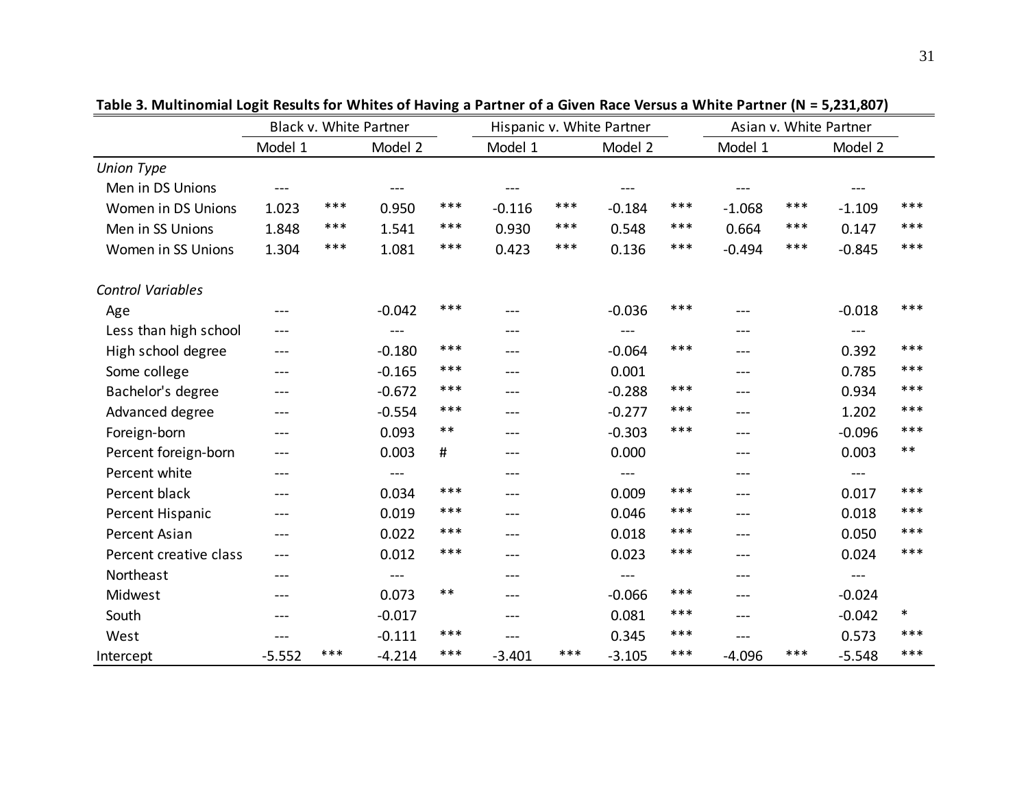**Table 3. Multinomial Logit Results for Whites of Having a Partner of a Given Race Versus a White Partner (N = 5,231,807)**

| | Black v. White Partner | | | | Hispanic v. White Partner | | | | Asian v. White Partner | | | |
|---|---|---|---|---|---|---|---|---|---|---|---|---|
| | Model 1 | | Model 2 | | Model 1 | | Model 2 | | Model 1 | | Model 2 | |
| *Union Type* | | | | | | | | | | | | |
| Men in DS Unions | --- | | --- | | --- | | --- | | --- | | --- | |
| Women in DS Unions | 1.023 | *** | 0.950 | *** | -0.116 | *** | -0.184 | *** | -1.068 | *** | -1.109 | *** |
| Men in SS Unions | 1.848 | *** | 1.541 | *** | 0.930 | *** | 0.548 | *** | 0.664 | *** | 0.147 | *** |
| Women in SS Unions | 1.304 | *** | 1.081 | *** | 0.423 | *** | 0.136 | *** | -0.494 | *** | -0.845 | *** |
| | | | | | | | | | | | | |
| *Control Variables* | | | | | | | | | | | | |
| Age | --- | | -0.042 | *** | --- | | -0.036 | *** | --- | | -0.018 | *** |
| Less than high school | --- | | --- | | --- | | --- | | --- | | --- | |
| High school degree | --- | | -0.180 | *** | --- | | -0.064 | *** | --- | | 0.392 | *** |
| Some college | --- | | -0.165 | *** | --- | | 0.001 | | --- | | 0.785 | *** |
| Bachelor's degree | --- | | -0.672 | *** | --- | | -0.288 | *** | --- | | 0.934 | *** |
| Advanced degree | --- | | -0.554 | *** | --- | | -0.277 | *** | --- | | 1.202 | *** |
| Foreign-born | --- | | 0.093 | ** | --- | | -0.303 | *** | --- | | -0.096 | *** |
| Percent foreign-born | --- | | 0.003 | # | --- | | 0.000 | | --- | | 0.003 | ** |
| Percent white | --- | | --- | | --- | | --- | | --- | | --- | |
| Percent black | --- | | 0.034 | *** | --- | | 0.009 | *** | --- | | 0.017 | *** |
| Percent Hispanic | --- | | 0.019 | *** | --- | | 0.046 | *** | --- | | 0.018 | *** |
| Percent Asian | --- | | 0.022 | *** | --- | | 0.018 | *** | --- | | 0.050 | *** |
| Percent creative class | --- | | 0.012 | *** | --- | | 0.023 | *** | --- | | 0.024 | *** |
| Northeast | --- | | --- | | --- | | --- | | --- | | --- | |
| Midwest | --- | | 0.073 | ** | --- | | -0.066 | *** | --- | | -0.024 | |
| South | --- | | -0.017 | | --- | | 0.081 | *** | --- | | -0.042 | * |
| West | --- | | -0.111 | *** | --- | | 0.345 | *** | --- | | 0.573 | *** |
| Intercept | -5.552 | *** | -4.214 | *** | -3.401 | *** | -3.105 | *** | -4.096 | *** | -5.548 | *** |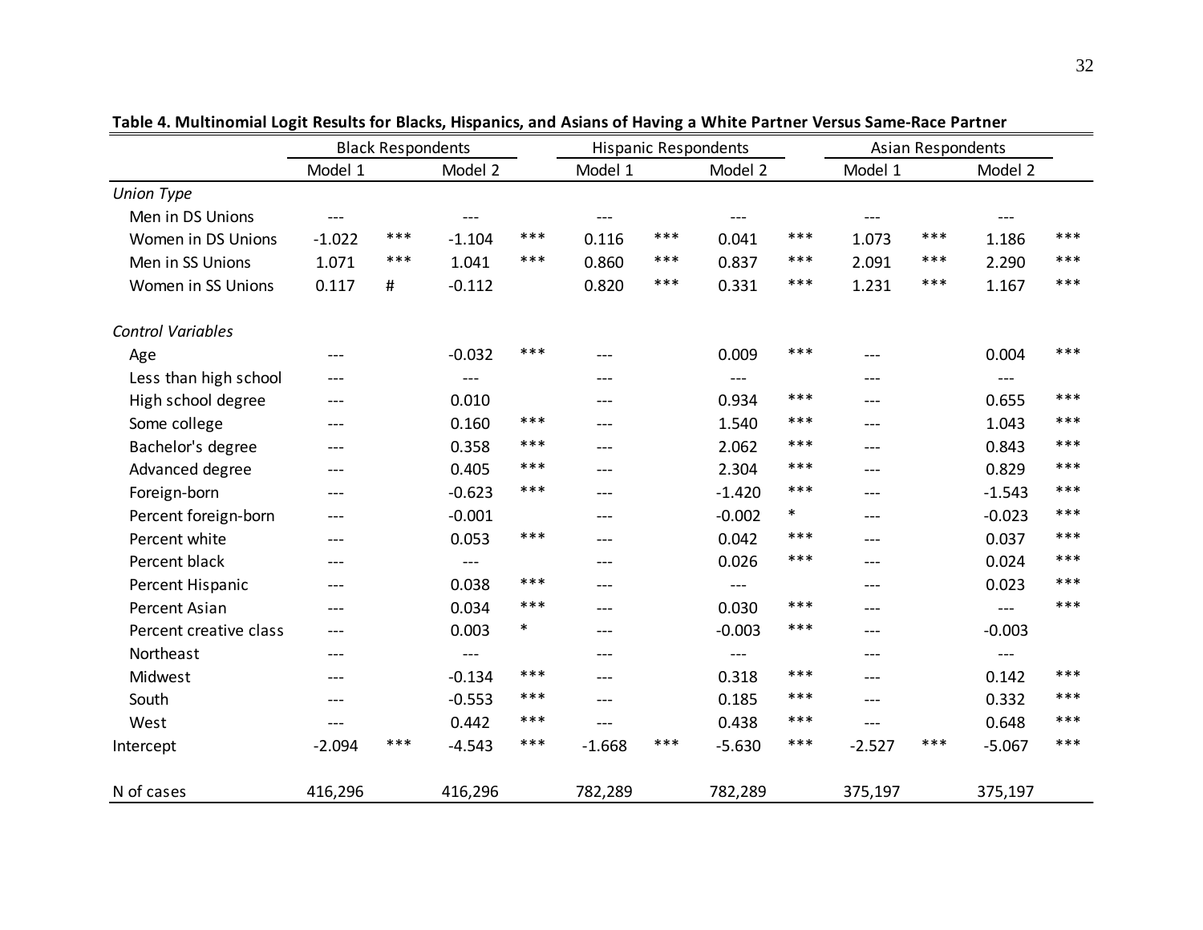**Table 4. Multinomial Logit Results for Blacks, Hispanics, and Asians of Having a White Partner Versus Same-Race Partner**

| | Black Respondents | | | | Hispanic Respondents | | | | Asian Respondents | | | |
|---|---|---|---|---|---|---|---|---|---|---|---|---|
| | Model 1 | | Model 2 | | Model 1 | | Model 2 | | Model 1 | | Model 2 | |
| *Union Type* | | | | | | | | | | | | |
| Men in DS Unions | --- | | --- | | --- | | --- | | --- | | --- | |
| Women in DS Unions | -1.022 | *** | -1.104 | *** | 0.116 | *** | 0.041 | *** | 1.073 | *** | 1.186 | *** |
| Men in SS Unions | 1.071 | *** | 1.041 | *** | 0.860 | *** | 0.837 | *** | 2.091 | *** | 2.290 | *** |
| Women in SS Unions | 0.117 | # | -0.112 | | 0.820 | *** | 0.331 | *** | 1.231 | *** | 1.167 | *** |
| *Control Variables* | | | | | | | | | | | | |
| Age | --- | | -0.032 | *** | --- | | 0.009 | *** | --- | | 0.004 | *** |
| Less than high school | --- | | --- | | --- | | --- | | --- | | --- | |
| High school degree | --- | | 0.010 | | --- | | 0.934 | *** | --- | | 0.655 | *** |
| Some college | --- | | 0.160 | *** | --- | | 1.540 | *** | --- | | 1.043 | *** |
| Bachelor's degree | --- | | 0.358 | *** | --- | | 2.062 | *** | --- | | 0.843 | *** |
| Advanced degree | --- | | 0.405 | *** | --- | | 2.304 | *** | --- | | 0.829 | *** |
| Foreign-born | --- | | -0.623 | *** | --- | | -1.420 | *** | --- | | -1.543 | *** |
| Percent foreign-born | --- | | -0.001 | | --- | | -0.002 | * | --- | | -0.023 | *** |
| Percent white | --- | | 0.053 | *** | --- | | 0.042 | *** | --- | | 0.037 | *** |
| Percent black | --- | | --- | | --- | | 0.026 | *** | --- | | 0.024 | *** |
| Percent Hispanic | --- | | 0.038 | *** | --- | | --- | | --- | | 0.023 | *** |
| Percent Asian | --- | | 0.034 | *** | --- | | 0.030 | *** | --- | | --- | *** |
| Percent creative class | --- | | 0.003 | * | --- | | -0.003 | *** | --- | | -0.003 | |
| Northeast | --- | | --- | | --- | | --- | | --- | | --- | |
| Midwest | --- | | -0.134 | *** | --- | | 0.318 | *** | --- | | 0.142 | *** |
| South | --- | | -0.553 | *** | --- | | 0.185 | *** | --- | | 0.332 | *** |
| West | --- | | 0.442 | *** | --- | | 0.438 | *** | --- | | 0.648 | *** |
| Intercept | -2.094 | *** | -4.543 | *** | -1.668 | *** | -5.630 | *** | -2.527 | *** | -5.067 | *** |
| N of cases | 416,296 | | 416,296 | | 782,289 | | 782,289 | | 375,197 | | 375,197 | |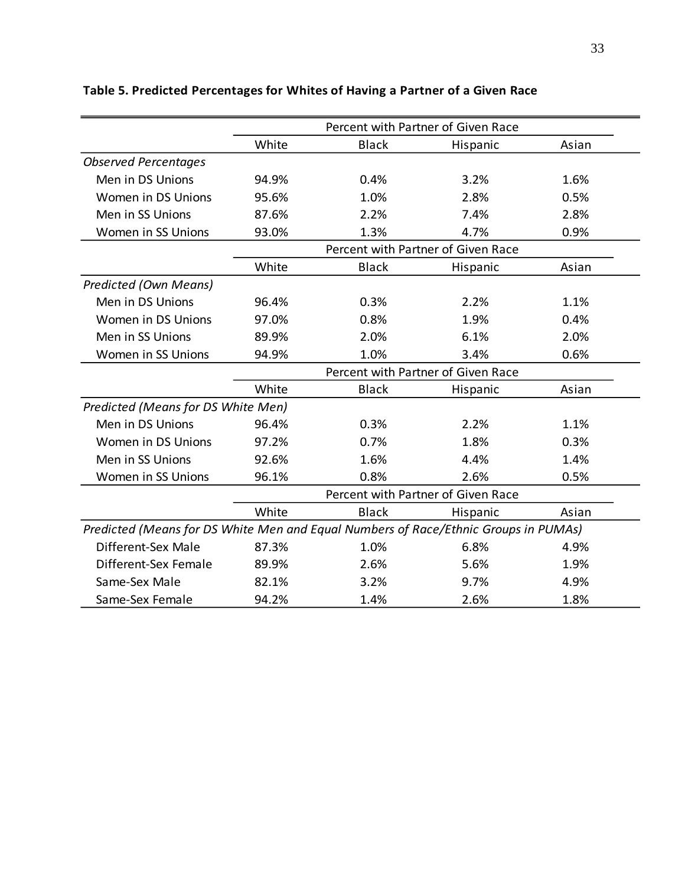**Table 5. Predicted Percentages for Whites of Having a Partner of a Given Race**

| | Percent with Partner of Given Race | | | |
|---|---|---|---|---|
| | White | Black | Hispanic | Asian |
| *Observed Percentages* | | | | |
| Men in DS Unions | 94.9% | 0.4% | 3.2% | 1.6% |
| Women in DS Unions | 95.6% | 1.0% | 2.8% | 0.5% |
| Men in SS Unions | 87.6% | 2.2% | 7.4% | 2.8% |
| Women in SS Unions | 93.0% | 1.3% | 4.7% | 0.9% |
| | Percent with Partner of Given Race | | | |
| | White | Black | Hispanic | Asian |
| *Predicted (Own Means)* | | | | |
| Men in DS Unions | 96.4% | 0.3% | 2.2% | 1.1% |
| Women in DS Unions | 97.0% | 0.8% | 1.9% | 0.4% |
| Men in SS Unions | 89.9% | 2.0% | 6.1% | 2.0% |
| Women in SS Unions | 94.9% | 1.0% | 3.4% | 0.6% |
| | Percent with Partner of Given Race | | | |
| | White | Black | Hispanic | Asian |
| *Predicted (Means for DS White Men)* | | | | |
| Men in DS Unions | 96.4% | 0.3% | 2.2% | 1.1% |
| Women in DS Unions | 97.2% | 0.7% | 1.8% | 0.3% |
| Men in SS Unions | 92.6% | 1.6% | 4.4% | 1.4% |
| Women in SS Unions | 96.1% | 0.8% | 2.6% | 0.5% |
| | Percent with Partner of Given Race | | | |
| | White | Black | Hispanic | Asian |
| *Predicted (Means for DS White Men and Equal Numbers of Race/Ethnic Groups in PUMAs)* | | | | |
| Different-Sex Male | 87.3% | 1.0% | 6.8% | 4.9% |
| Different-Sex Female | 89.9% | 2.6% | 5.6% | 1.9% |
| Same-Sex Male | 82.1% | 3.2% | 9.7% | 4.9% |
| Same-Sex Female | 94.2% | 1.4% | 2.6% | 1.8% |